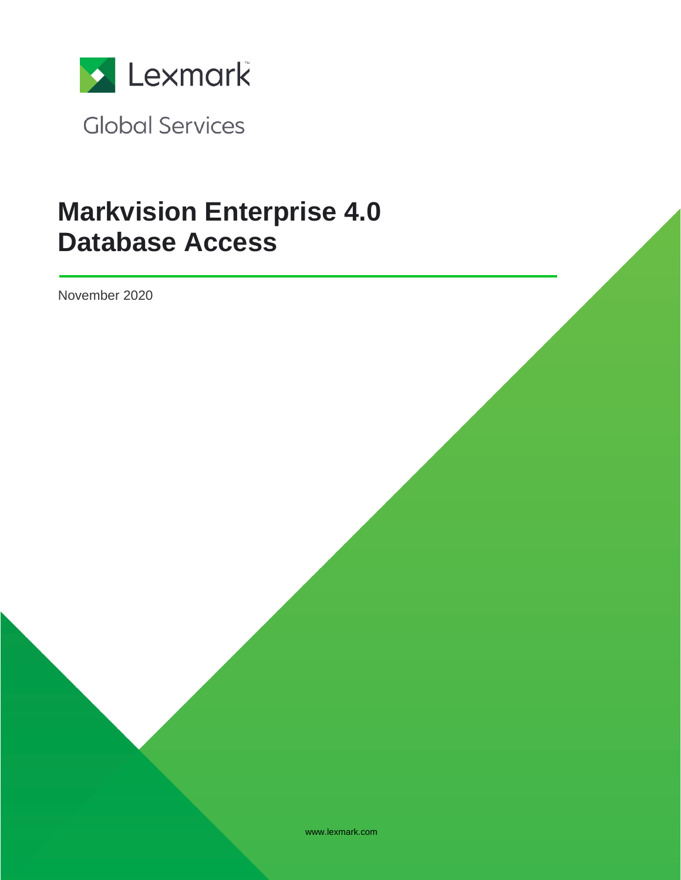Lexmark

Global Services

# Markvision Enterprise 4.0 Database Access

November 2020

www.lexmark.com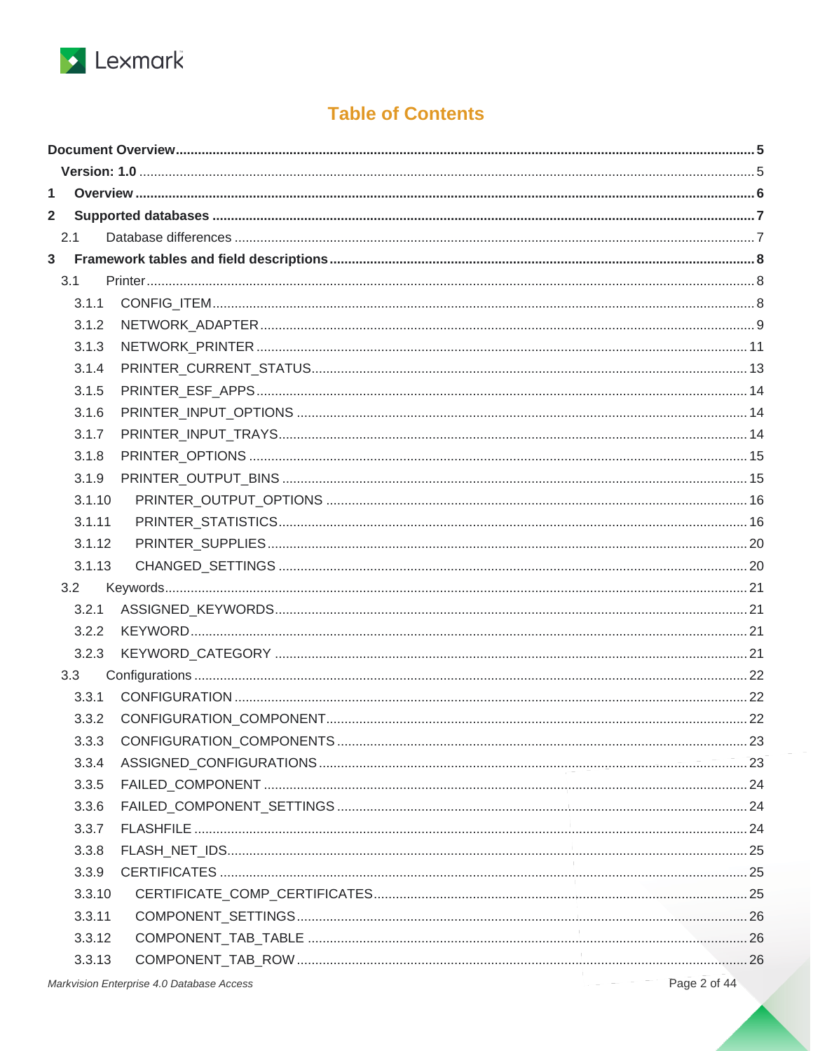# Table of Contents

**Document Overview** ..... **5**

**Version: 1.0** ..... 5

**1 Overview** ..... **6**

**2 Supported databases** ..... **7**

2.1 Database differences ..... 7

**3 Framework tables and field descriptions** ..... **8**

3.1 Printer ..... 8

3.1.1 CONFIG_ITEM ..... 8

3.1.2 NETWORK_ADAPTER ..... 9

3.1.3 NETWORK_PRINTER ..... 11

3.1.4 PRINTER_CURRENT_STATUS ..... 13

3.1.5 PRINTER_ESF_APPS ..... 14

3.1.6 PRINTER_INPUT_OPTIONS ..... 14

3.1.7 PRINTER_INPUT_TRAYS ..... 14

3.1.8 PRINTER_OPTIONS ..... 15

3.1.9 PRINTER_OUTPUT_BINS ..... 15

3.1.10 PRINTER_OUTPUT_OPTIONS ..... 16

3.1.11 PRINTER_STATISTICS ..... 16

3.1.12 PRINTER_SUPPLIES ..... 20

3.1.13 CHANGED_SETTINGS ..... 20

3.2 Keywords ..... 21

3.2.1 ASSIGNED_KEYWORDS ..... 21

3.2.2 KEYWORD ..... 21

3.2.3 KEYWORD_CATEGORY ..... 21

3.3 Configurations ..... 22

3.3.1 CONFIGURATION ..... 22

3.3.2 CONFIGURATION_COMPONENT ..... 22

3.3.3 CONFIGURATION_COMPONENTS ..... 23

3.3.4 ASSIGNED_CONFIGURATIONS ..... 23

3.3.5 FAILED_COMPONENT ..... 24

3.3.6 FAILED_COMPONENT_SETTINGS ..... 24

3.3.7 FLASHFILE ..... 24

3.3.8 FLASH_NET_IDS ..... 25

3.3.9 CERTIFICATES ..... 25

3.3.10 CERTIFICATE_COMP_CERTIFICATES ..... 25

3.3.11 COMPONENT_SETTINGS ..... 26

3.3.12 COMPONENT_TAB_TABLE ..... 26

3.3.13 COMPONENT_TAB_ROW ..... 26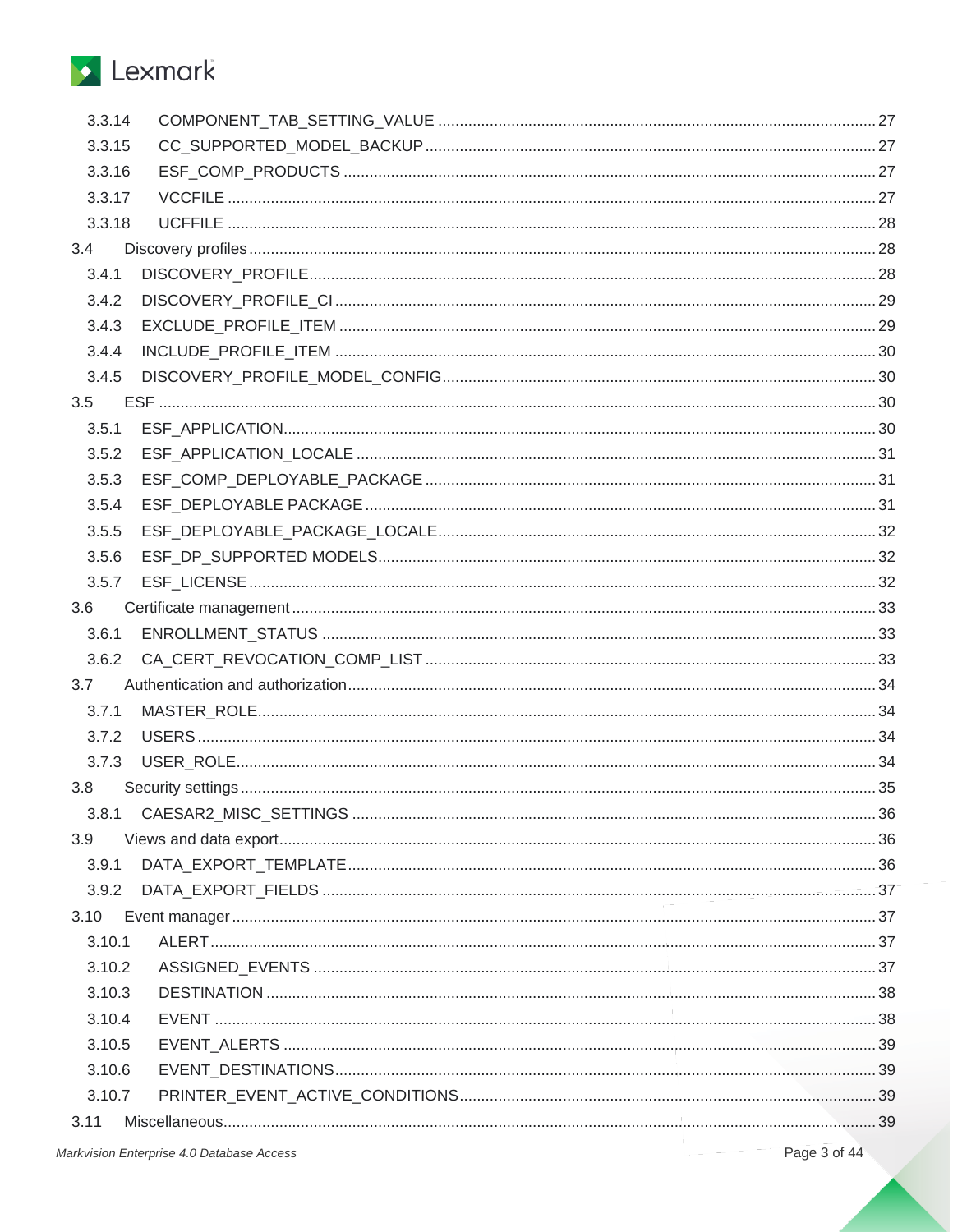3.3.14 COMPONENT_TAB_SETTING_VALUE ..... 27
3.3.15 CC_SUPPORTED_MODEL_BACKUP ..... 27
3.3.16 ESF_COMP_PRODUCTS ..... 27
3.3.17 VCCFILE ..... 27
3.3.18 UCFFILE ..... 28

3.4 Discovery profiles ..... 28
3.4.1 DISCOVERY_PROFILE ..... 28
3.4.2 DISCOVERY_PROFILE_CI ..... 29
3.4.3 EXCLUDE_PROFILE_ITEM ..... 29
3.4.4 INCLUDE_PROFILE_ITEM ..... 30
3.4.5 DISCOVERY_PROFILE_MODEL_CONFIG ..... 30

3.5 ESF ..... 30
3.5.1 ESF_APPLICATION ..... 30
3.5.2 ESF_APPLICATION_LOCALE ..... 31
3.5.3 ESF_COMP_DEPLOYABLE_PACKAGE ..... 31
3.5.4 ESF_DEPLOYABLE PACKAGE ..... 31
3.5.5 ESF_DEPLOYABLE_PACKAGE_LOCALE ..... 32
3.5.6 ESF_DP_SUPPORTED MODELS ..... 32
3.5.7 ESF_LICENSE ..... 32

3.6 Certificate management ..... 33
3.6.1 ENROLLMENT_STATUS ..... 33
3.6.2 CA_CERT_REVOCATION_COMP_LIST ..... 33

3.7 Authentication and authorization ..... 34
3.7.1 MASTER_ROLE ..... 34
3.7.2 USERS ..... 34
3.7.3 USER_ROLE ..... 34

3.8 Security settings ..... 35
3.8.1 CAESAR2_MISC_SETTINGS ..... 36

3.9 Views and data export ..... 36
3.9.1 DATA_EXPORT_TEMPLATE ..... 36
3.9.2 DATA_EXPORT_FIELDS ..... 37

3.10 Event manager ..... 37
3.10.1 ALERT ..... 37
3.10.2 ASSIGNED_EVENTS ..... 37
3.10.3 DESTINATION ..... 38
3.10.4 EVENT ..... 38
3.10.5 EVENT_ALERTS ..... 39
3.10.6 EVENT_DESTINATIONS ..... 39
3.10.7 PRINTER_EVENT_ACTIVE_CONDITIONS ..... 39

3.11 Miscellaneous ..... 39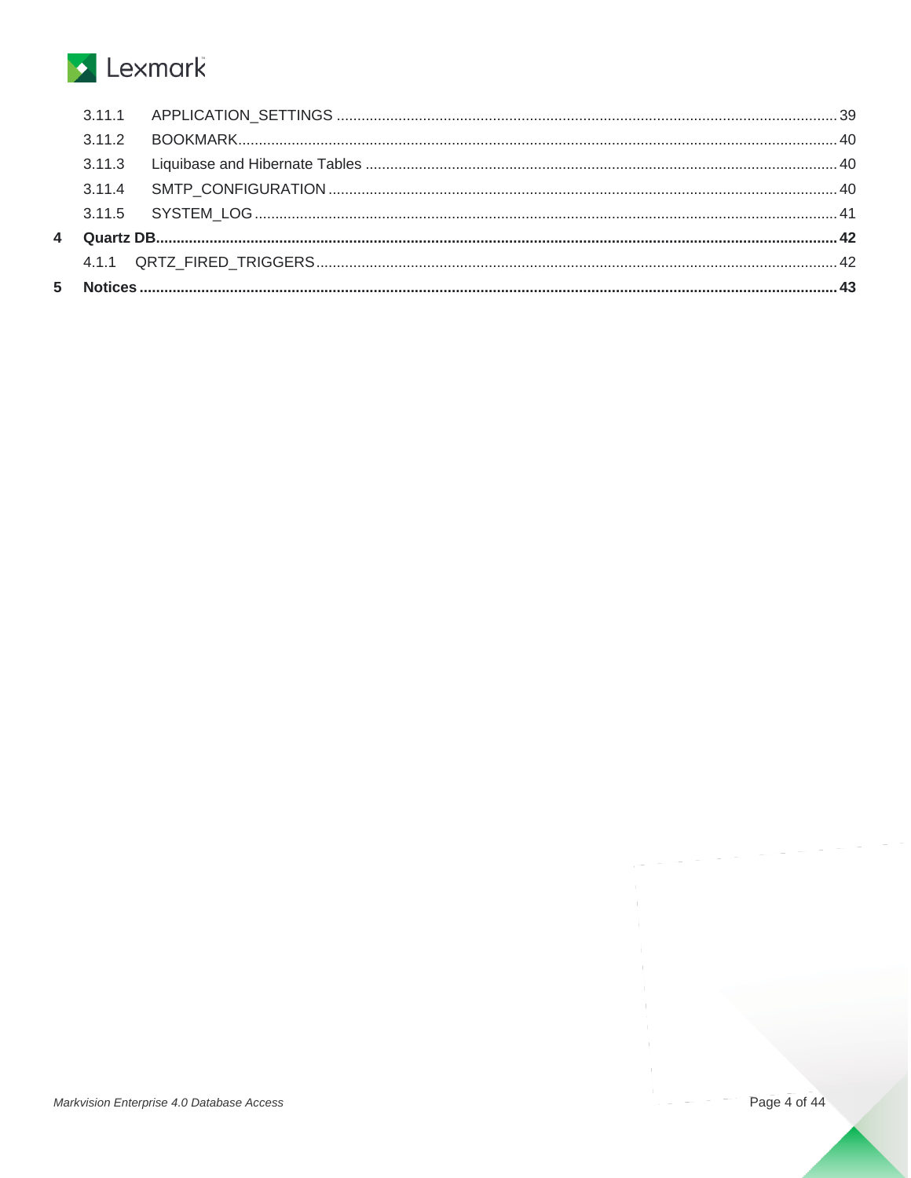3.11.1 APPLICATION_SETTINGS ........ 39
3.11.2 BOOKMARK ........ 40
3.11.3 Liquibase and Hibernate Tables ........ 40
3.11.4 SMTP_CONFIGURATION ........ 40
3.11.5 SYSTEM_LOG ........ 41

**4 Quartz DB ........ 42**

4.1.1 QRTZ_FIRED_TRIGGERS ........ 42

**5 Notices ........ 43**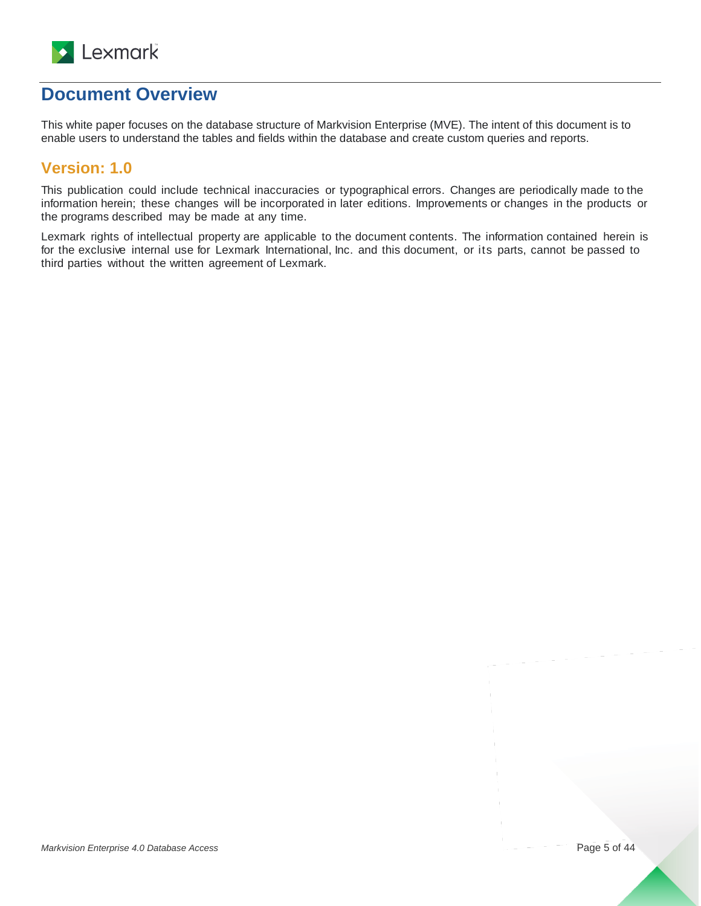# Document Overview

This white paper focuses on the database structure of Markvision Enterprise (MVE). The intent of this document is to enable users to understand the tables and fields within the database and create custom queries and reports.

## Version: 1.0

This publication could include technical inaccuracies or typographical errors. Changes are periodically made to the information herein; these changes will be incorporated in later editions. Improvements or changes in the products or the programs described may be made at any time.

Lexmark rights of intellectual property are applicable to the document contents. The information contained herein is for the exclusive internal use for Lexmark International, Inc. and this document, or its parts, cannot be passed to third parties without the written agreement of Lexmark.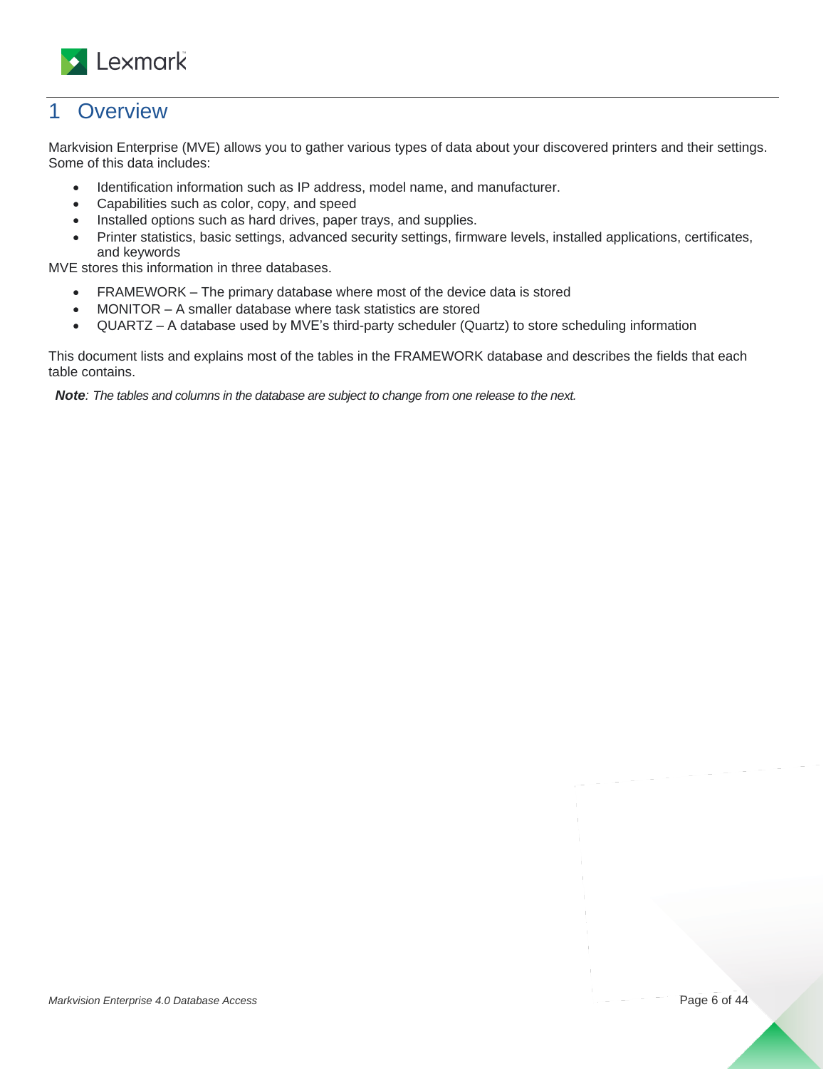# 1 Overview

Markvision Enterprise (MVE) allows you to gather various types of data about your discovered printers and their settings. Some of this data includes:

- Identification information such as IP address, model name, and manufacturer.
- Capabilities such as color, copy, and speed
- Installed options such as hard drives, paper trays, and supplies.
- Printer statistics, basic settings, advanced security settings, firmware levels, installed applications, certificates, and keywords

MVE stores this information in three databases.

- FRAMEWORK – The primary database where most of the device data is stored
- MONITOR – A smaller database where task statistics are stored
- QUARTZ – A database used by MVE's third-party scheduler (Quartz) to store scheduling information

This document lists and explains most of the tables in the FRAMEWORK database and describes the fields that each table contains.

***Note****: The tables and columns in the database are subject to change from one release to the next.*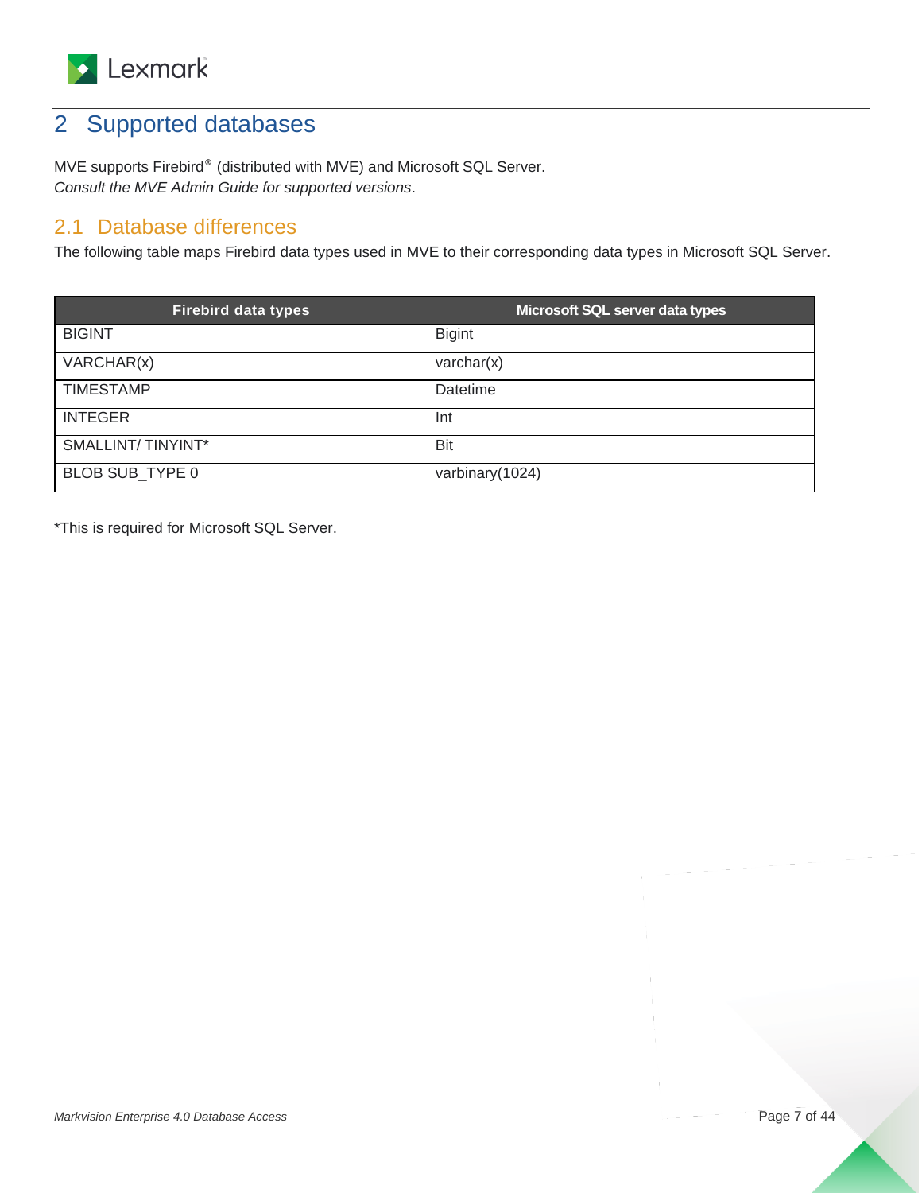## 2 Supported databases

MVE supports Firebird® (distributed with MVE) and Microsoft SQL Server.
*Consult the MVE Admin Guide for supported versions*.

### 2.1 Database differences

The following table maps Firebird data types used in MVE to their corresponding data types in Microsoft SQL Server.

| Firebird data types | Microsoft SQL server data types |
|---|---|
| BIGINT | Bigint |
| VARCHAR(x) | varchar(x) |
| TIMESTAMP | Datetime |
| INTEGER | Int |
| SMALLINT/ TINYINT* | Bit |
| BLOB SUB_TYPE 0 | varbinary(1024) |

*This is required for Microsoft SQL Server.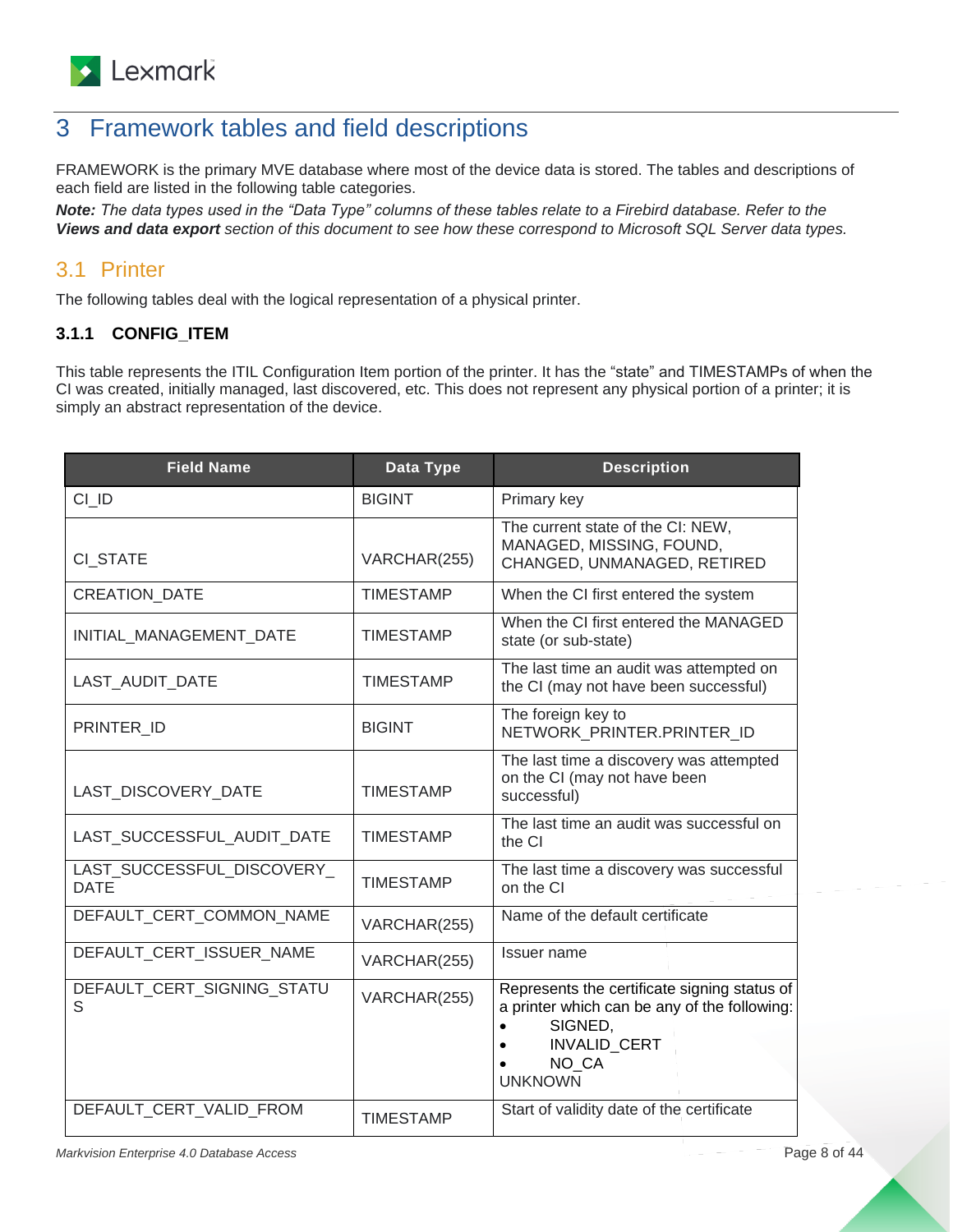# 3 Framework tables and field descriptions

FRAMEWORK is the primary MVE database where most of the device data is stored. The tables and descriptions of each field are listed in the following table categories.

***Note:*** *The data types used in the "Data Type" columns of these tables relate to a Firebird database. Refer to the* ***Views and data export*** *section of this document to see how these correspond to Microsoft SQL Server data types.*

## 3.1 Printer

The following tables deal with the logical representation of a physical printer.

### 3.1.1 CONFIG_ITEM

This table represents the ITIL Configuration Item portion of the printer. It has the "state" and TIMESTAMPs of when the CI was created, initially managed, last discovered, etc. This does not represent any physical portion of a printer; it is simply an abstract representation of the device.

| Field Name | Data Type | Description |
|---|---|---|
| CI_ID | BIGINT | Primary key |
| CI_STATE | VARCHAR(255) | The current state of the CI: NEW, MANAGED, MISSING, FOUND, CHANGED, UNMANAGED, RETIRED |
| CREATION_DATE | TIMESTAMP | When the CI first entered the system |
| INITIAL_MANAGEMENT_DATE | TIMESTAMP | When the CI first entered the MANAGED state (or sub-state) |
| LAST_AUDIT_DATE | TIMESTAMP | The last time an audit was attempted on the CI (may not have been successful) |
| PRINTER_ID | BIGINT | The foreign key to NETWORK_PRINTER.PRINTER_ID |
| LAST_DISCOVERY_DATE | TIMESTAMP | The last time a discovery was attempted on the CI (may not have been successful) |
| LAST_SUCCESSFUL_AUDIT_DATE | TIMESTAMP | The last time an audit was successful on the CI |
| LAST_SUCCESSFUL_DISCOVERY_DATE | TIMESTAMP | The last time a discovery was successful on the CI |
| DEFAULT_CERT_COMMON_NAME | VARCHAR(255) | Name of the default certificate |
| DEFAULT_CERT_ISSUER_NAME | VARCHAR(255) | Issuer name |
| DEFAULT_CERT_SIGNING_STATUS | VARCHAR(255) | Represents the certificate signing status of a printer which can be any of the following: <br>• SIGNED, <br>• INVALID_CERT <br>• NO_CA <br>UNKNOWN |
| DEFAULT_CERT_VALID_FROM | TIMESTAMP | Start of validity date of the certificate |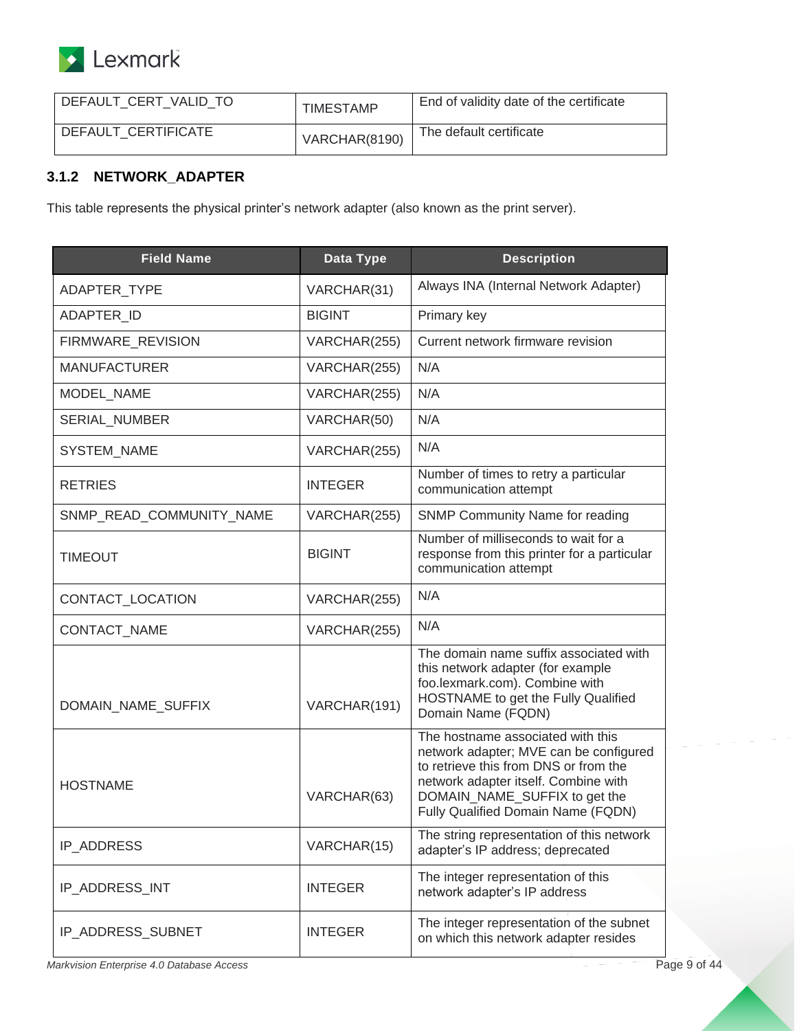| DEFAULT_CERT_VALID_TO | TIMESTAMP | End of validity date of the certificate |
|---|---|---|
| DEFAULT_CERTIFICATE | VARCHAR(8190) | The default certificate |

### 3.1.2 NETWORK_ADAPTER

This table represents the physical printer's network adapter (also known as the print server).

| Field Name | Data Type | Description |
|---|---|---|
| ADAPTER_TYPE | VARCHAR(31) | Always INA (Internal Network Adapter) |
| ADAPTER_ID | BIGINT | Primary key |
| FIRMWARE_REVISION | VARCHAR(255) | Current network firmware revision |
| MANUFACTURER | VARCHAR(255) | N/A |
| MODEL_NAME | VARCHAR(255) | N/A |
| SERIAL_NUMBER | VARCHAR(50) | N/A |
| SYSTEM_NAME | VARCHAR(255) | N/A |
| RETRIES | INTEGER | Number of times to retry a particular communication attempt |
| SNMP_READ_COMMUNITY_NAME | VARCHAR(255) | SNMP Community Name for reading |
| TIMEOUT | BIGINT | Number of milliseconds to wait for a response from this printer for a particular communication attempt |
| CONTACT_LOCATION | VARCHAR(255) | N/A |
| CONTACT_NAME | VARCHAR(255) | N/A |
| DOMAIN_NAME_SUFFIX | VARCHAR(191) | The domain name suffix associated with this network adapter (for example foo.lexmark.com). Combine with HOSTNAME to get the Fully Qualified Domain Name (FQDN) |
| HOSTNAME | VARCHAR(63) | The hostname associated with this network adapter; MVE can be configured to retrieve this from DNS or from the network adapter itself. Combine with DOMAIN_NAME_SUFFIX to get the Fully Qualified Domain Name (FQDN) |
| IP_ADDRESS | VARCHAR(15) | The string representation of this network adapter's IP address; deprecated |
| IP_ADDRESS_INT | INTEGER | The integer representation of this network adapter's IP address |
| IP_ADDRESS_SUBNET | INTEGER | The integer representation of the subnet on which this network adapter resides |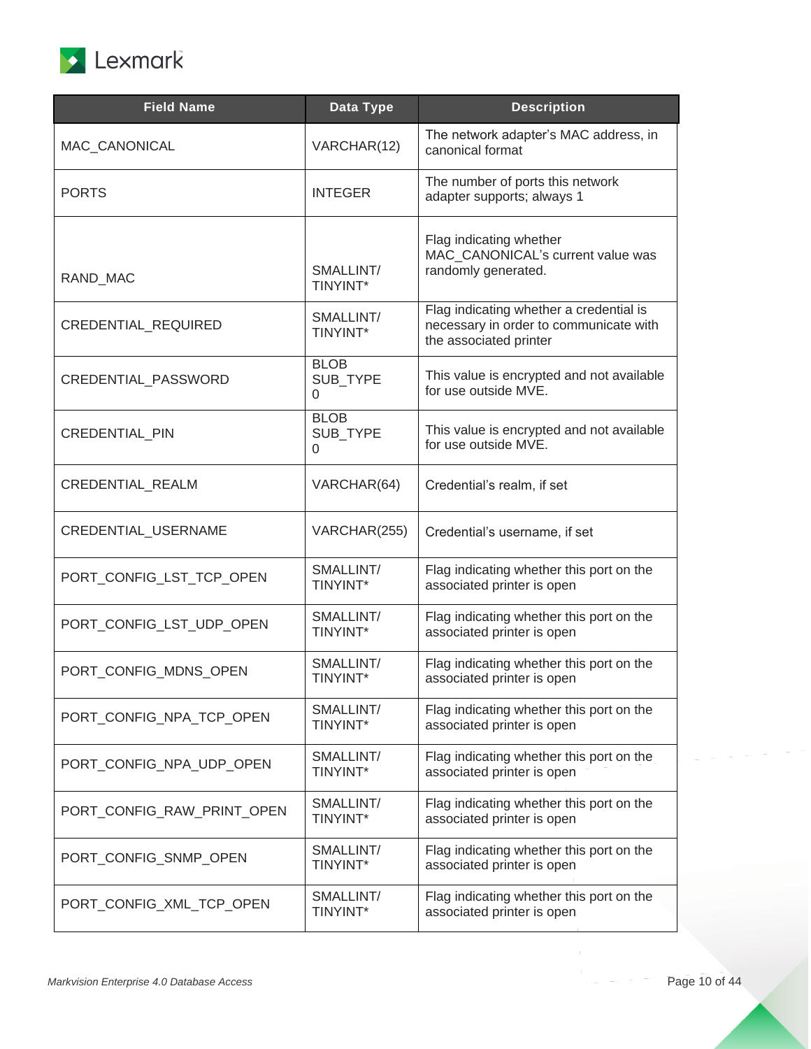| Field Name | Data Type | Description |
|---|---|---|
| MAC_CANONICAL | VARCHAR(12) | The network adapter's MAC address, in canonical format |
| PORTS | INTEGER | The number of ports this network adapter supports; always 1 |
| RAND_MAC | SMALLINT/ TINYINT* | Flag indicating whether MAC_CANONICAL's current value was randomly generated. |
| CREDENTIAL_REQUIRED | SMALLINT/ TINYINT* | Flag indicating whether a credential is necessary in order to communicate with the associated printer |
| CREDENTIAL_PASSWORD | BLOB SUB_TYPE 0 | This value is encrypted and not available for use outside MVE. |
| CREDENTIAL_PIN | BLOB SUB_TYPE 0 | This value is encrypted and not available for use outside MVE. |
| CREDENTIAL_REALM | VARCHAR(64) | Credential's realm, if set |
| CREDENTIAL_USERNAME | VARCHAR(255) | Credential's username, if set |
| PORT_CONFIG_LST_TCP_OPEN | SMALLINT/ TINYINT* | Flag indicating whether this port on the associated printer is open |
| PORT_CONFIG_LST_UDP_OPEN | SMALLINT/ TINYINT* | Flag indicating whether this port on the associated printer is open |
| PORT_CONFIG_MDNS_OPEN | SMALLINT/ TINYINT* | Flag indicating whether this port on the associated printer is open |
| PORT_CONFIG_NPA_TCP_OPEN | SMALLINT/ TINYINT* | Flag indicating whether this port on the associated printer is open |
| PORT_CONFIG_NPA_UDP_OPEN | SMALLINT/ TINYINT* | Flag indicating whether this port on the associated printer is open |
| PORT_CONFIG_RAW_PRINT_OPEN | SMALLINT/ TINYINT* | Flag indicating whether this port on the associated printer is open |
| PORT_CONFIG_SNMP_OPEN | SMALLINT/ TINYINT* | Flag indicating whether this port on the associated printer is open |
| PORT_CONFIG_XML_TCP_OPEN | SMALLINT/ TINYINT* | Flag indicating whether this port on the associated printer is open |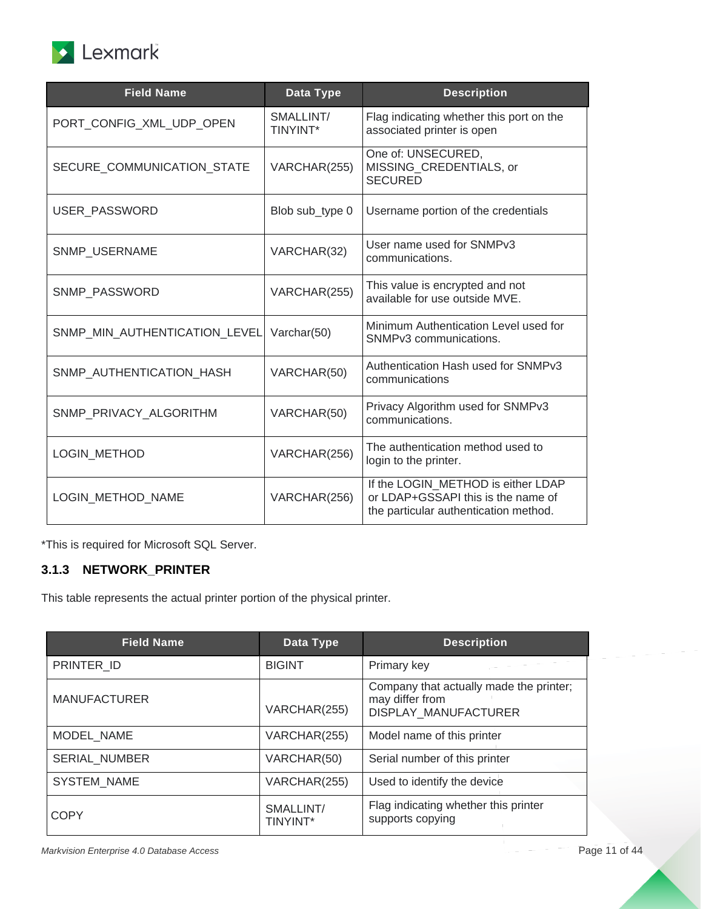| Field Name | Data Type | Description |
| --- | --- | --- |
| PORT_CONFIG_XML_UDP_OPEN | SMALLINT/ TINYINT* | Flag indicating whether this port on the associated printer is open |
| SECURE_COMMUNICATION_STATE | VARCHAR(255) | One of: UNSECURED, MISSING_CREDENTIALS, or SECURED |
| USER_PASSWORD | Blob sub_type 0 | Username portion of the credentials |
| SNMP_USERNAME | VARCHAR(32) | User name used for SNMPv3 communications. |
| SNMP_PASSWORD | VARCHAR(255) | This value is encrypted and not available for use outside MVE. |
| SNMP_MIN_AUTHENTICATION_LEVEL | Varchar(50) | Minimum Authentication Level used for SNMPv3 communications. |
| SNMP_AUTHENTICATION_HASH | VARCHAR(50) | Authentication Hash used for SNMPv3 communications |
| SNMP_PRIVACY_ALGORITHM | VARCHAR(50) | Privacy Algorithm used for SNMPv3 communications. |
| LOGIN_METHOD | VARCHAR(256) | The authentication method used to login to the printer. |
| LOGIN_METHOD_NAME | VARCHAR(256) | If the LOGIN_METHOD is either LDAP or LDAP+GSSAPI this is the name of the particular authentication method. |

*This is required for Microsoft SQL Server.

### 3.1.3 NETWORK_PRINTER

This table represents the actual printer portion of the physical printer.

| Field Name | Data Type | Description |
| --- | --- | --- |
| PRINTER_ID | BIGINT | Primary key |
| MANUFACTURER | VARCHAR(255) | Company that actually made the printer; may differ from DISPLAY_MANUFACTURER |
| MODEL_NAME | VARCHAR(255) | Model name of this printer |
| SERIAL_NUMBER | VARCHAR(50) | Serial number of this printer |
| SYSTEM_NAME | VARCHAR(255) | Used to identify the device |
| COPY | SMALLINT/ TINYINT* | Flag indicating whether this printer supports copying |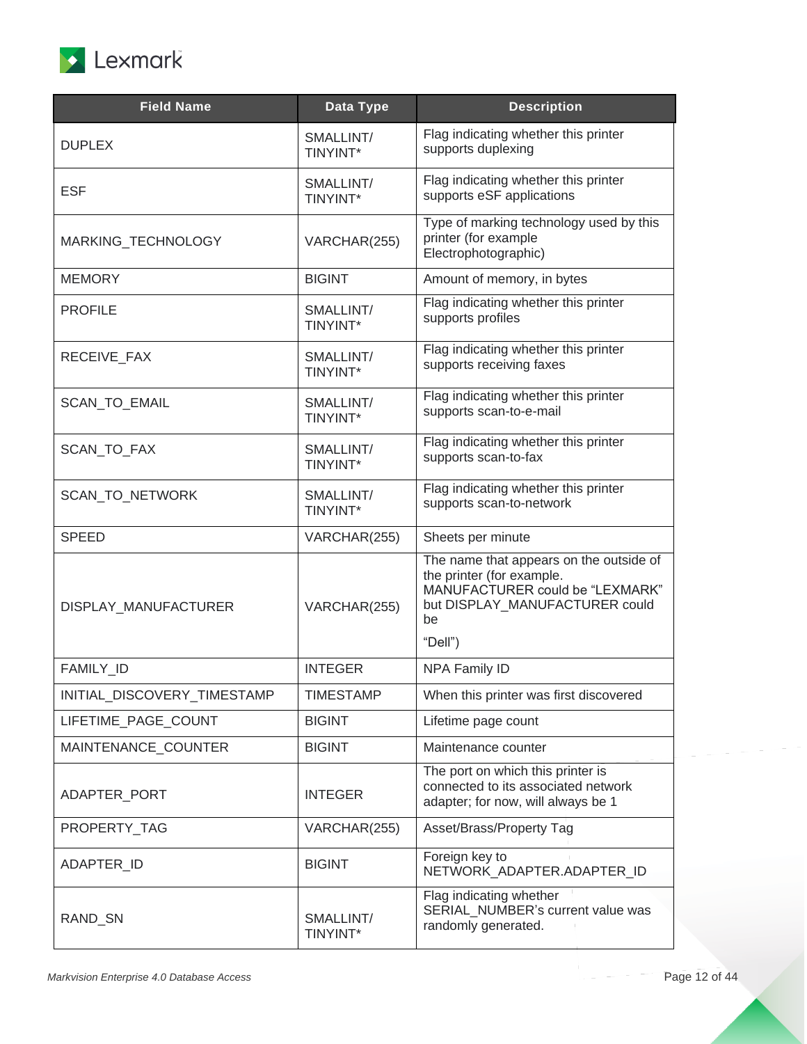| Field Name | Data Type | Description |
|---|---|---|
| DUPLEX | SMALLINT/ TINYINT* | Flag indicating whether this printer supports duplexing |
| ESF | SMALLINT/ TINYINT* | Flag indicating whether this printer supports eSF applications |
| MARKING_TECHNOLOGY | VARCHAR(255) | Type of marking technology used by this printer (for example Electrophotographic) |
| MEMORY | BIGINT | Amount of memory, in bytes |
| PROFILE | SMALLINT/ TINYINT* | Flag indicating whether this printer supports profiles |
| RECEIVE_FAX | SMALLINT/ TINYINT* | Flag indicating whether this printer supports receiving faxes |
| SCAN_TO_EMAIL | SMALLINT/ TINYINT* | Flag indicating whether this printer supports scan-to-e-mail |
| SCAN_TO_FAX | SMALLINT/ TINYINT* | Flag indicating whether this printer supports scan-to-fax |
| SCAN_TO_NETWORK | SMALLINT/ TINYINT* | Flag indicating whether this printer supports scan-to-network |
| SPEED | VARCHAR(255) | Sheets per minute |
| DISPLAY_MANUFACTURER | VARCHAR(255) | The name that appears on the outside of the printer (for example. MANUFACTURER could be “LEXMARK” but DISPLAY_MANUFACTURER could be “Dell”) |
| FAMILY_ID | INTEGER | NPA Family ID |
| INITIAL_DISCOVERY_TIMESTAMP | TIMESTAMP | When this printer was first discovered |
| LIFETIME_PAGE_COUNT | BIGINT | Lifetime page count |
| MAINTENANCE_COUNTER | BIGINT | Maintenance counter |
| ADAPTER_PORT | INTEGER | The port on which this printer is connected to its associated network adapter; for now, will always be 1 |
| PROPERTY_TAG | VARCHAR(255) | Asset/Brass/Property Tag |
| ADAPTER_ID | BIGINT | Foreign key to NETWORK_ADAPTER.ADAPTER_ID |
| RAND_SN | SMALLINT/ TINYINT* | Flag indicating whether SERIAL_NUMBER's current value was randomly generated. |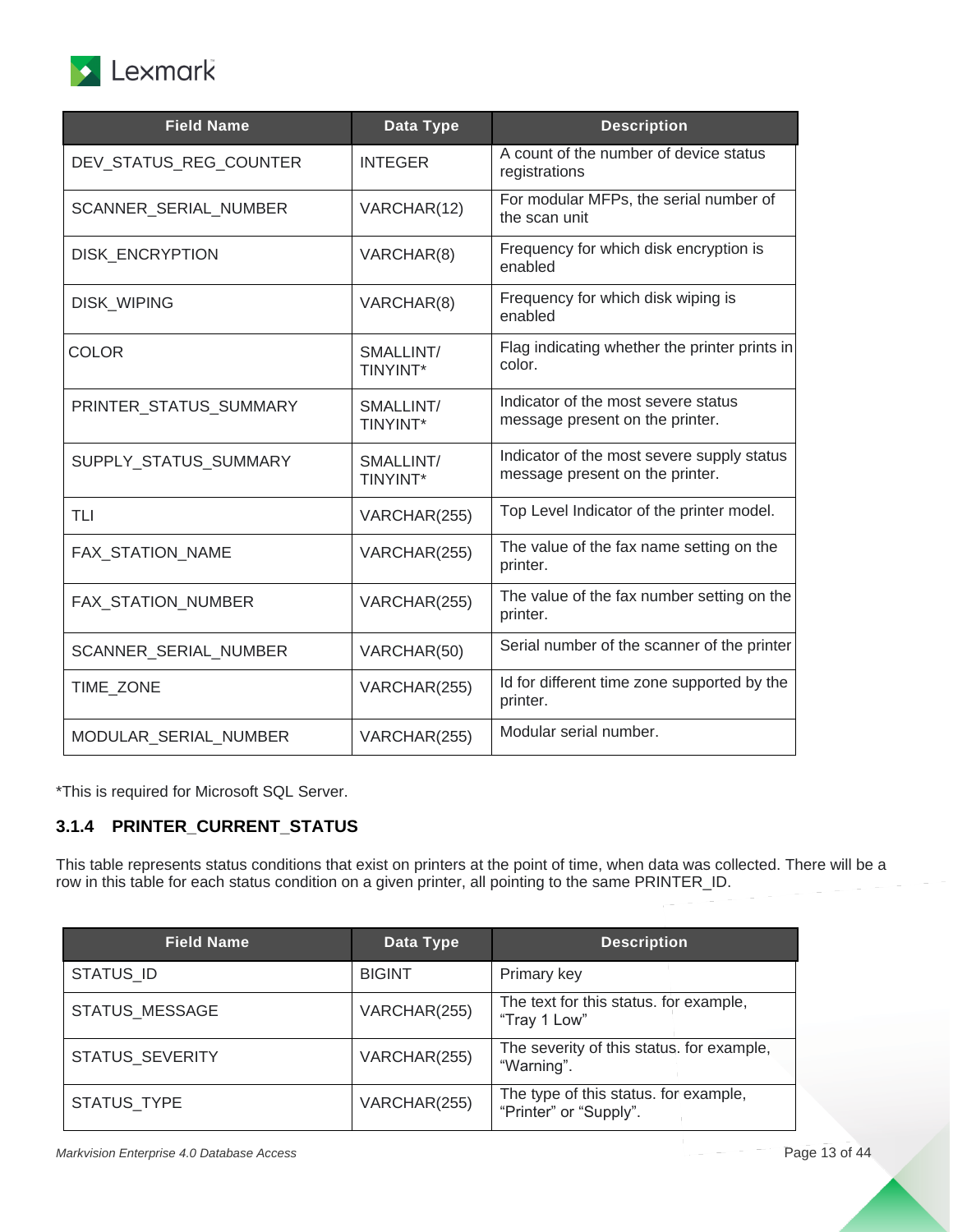| Field Name | Data Type | Description |
|---|---|---|
| DEV_STATUS_REG_COUNTER | INTEGER | A count of the number of device status registrations |
| SCANNER_SERIAL_NUMBER | VARCHAR(12) | For modular MFPs, the serial number of the scan unit |
| DISK_ENCRYPTION | VARCHAR(8) | Frequency for which disk encryption is enabled |
| DISK_WIPING | VARCHAR(8) | Frequency for which disk wiping is enabled |
| COLOR | SMALLINT/ TINYINT* | Flag indicating whether the printer prints in color. |
| PRINTER_STATUS_SUMMARY | SMALLINT/ TINYINT* | Indicator of the most severe status message present on the printer. |
| SUPPLY_STATUS_SUMMARY | SMALLINT/ TINYINT* | Indicator of the most severe supply status message present on the printer. |
| TLI | VARCHAR(255) | Top Level Indicator of the printer model. |
| FAX_STATION_NAME | VARCHAR(255) | The value of the fax name setting on the printer. |
| FAX_STATION_NUMBER | VARCHAR(255) | The value of the fax number setting on the printer. |
| SCANNER_SERIAL_NUMBER | VARCHAR(50) | Serial number of the scanner of the printer |
| TIME_ZONE | VARCHAR(255) | Id for different time zone supported by the printer. |
| MODULAR_SERIAL_NUMBER | VARCHAR(255) | Modular serial number. |

*This is required for Microsoft SQL Server.

### 3.1.4 PRINTER_CURRENT_STATUS

This table represents status conditions that exist on printers at the point of time, when data was collected. There will be a row in this table for each status condition on a given printer, all pointing to the same PRINTER_ID.

| Field Name | Data Type | Description |
|---|---|---|
| STATUS_ID | BIGINT | Primary key |
| STATUS_MESSAGE | VARCHAR(255) | The text for this status. for example, "Tray 1 Low" |
| STATUS_SEVERITY | VARCHAR(255) | The severity of this status. for example, "Warning". |
| STATUS_TYPE | VARCHAR(255) | The type of this status. for example, "Printer" or "Supply". |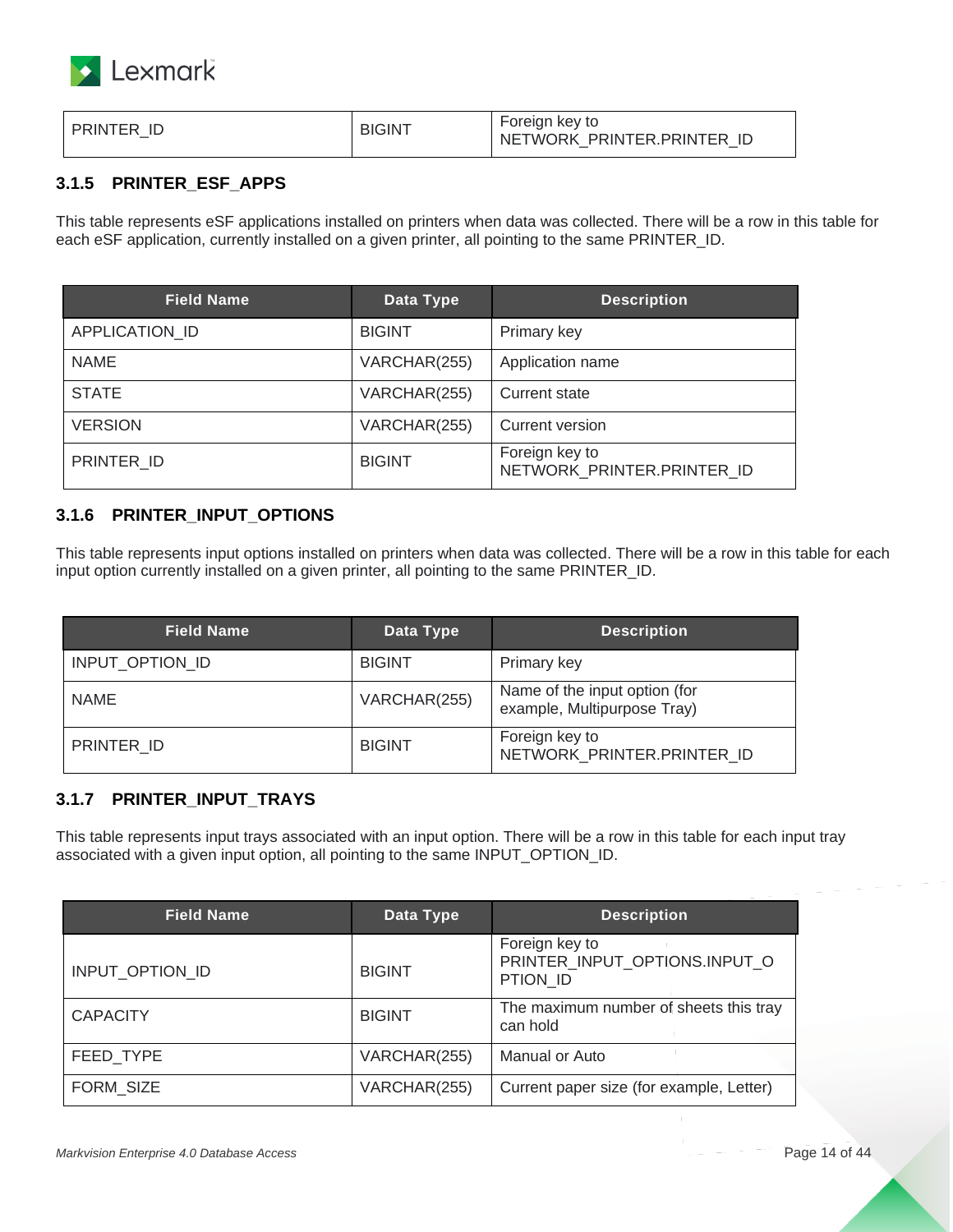| PRINTER_ID | BIGINT | Foreign key to NETWORK_PRINTER.PRINTER_ID |
|---|---|---|

### 3.1.5 PRINTER_ESF_APPS

This table represents eSF applications installed on printers when data was collected. There will be a row in this table for each eSF application, currently installed on a given printer, all pointing to the same PRINTER_ID.

| Field Name | Data Type | Description |
|---|---|---|
| APPLICATION_ID | BIGINT | Primary key |
| NAME | VARCHAR(255) | Application name |
| STATE | VARCHAR(255) | Current state |
| VERSION | VARCHAR(255) | Current version |
| PRINTER_ID | BIGINT | Foreign key to NETWORK_PRINTER.PRINTER_ID |

### 3.1.6 PRINTER_INPUT_OPTIONS

This table represents input options installed on printers when data was collected. There will be a row in this table for each input option currently installed on a given printer, all pointing to the same PRINTER_ID.

| Field Name | Data Type | Description |
|---|---|---|
| INPUT_OPTION_ID | BIGINT | Primary key |
| NAME | VARCHAR(255) | Name of the input option (for example, Multipurpose Tray) |
| PRINTER_ID | BIGINT | Foreign key to NETWORK_PRINTER.PRINTER_ID |

### 3.1.7 PRINTER_INPUT_TRAYS

This table represents input trays associated with an input option. There will be a row in this table for each input tray associated with a given input option, all pointing to the same INPUT_OPTION_ID.

| Field Name | Data Type | Description |
|---|---|---|
| INPUT_OPTION_ID | BIGINT | Foreign key to PRINTER_INPUT_OPTIONS.INPUT_OPTION_ID |
| CAPACITY | BIGINT | The maximum number of sheets this tray can hold |
| FEED_TYPE | VARCHAR(255) | Manual or Auto |
| FORM_SIZE | VARCHAR(255) | Current paper size (for example, Letter) |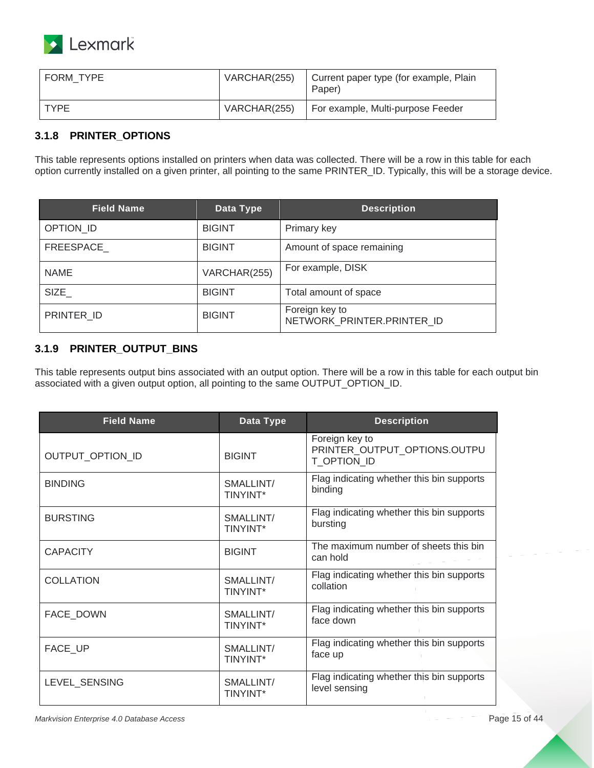| FORM_TYPE | VARCHAR(255) | Current paper type (for example, Plain Paper) |
| --- | --- | --- |
| TYPE | VARCHAR(255) | For example, Multi-purpose Feeder |

### 3.1.8 PRINTER_OPTIONS

This table represents options installed on printers when data was collected. There will be a row in this table for each option currently installed on a given printer, all pointing to the same PRINTER_ID. Typically, this will be a storage device.

| Field Name | Data Type | Description |
| --- | --- | --- |
| OPTION_ID | BIGINT | Primary key |
| FREESPACE_ | BIGINT | Amount of space remaining |
| NAME | VARCHAR(255) | For example, DISK |
| SIZE_ | BIGINT | Total amount of space |
| PRINTER_ID | BIGINT | Foreign key to NETWORK_PRINTER.PRINTER_ID |

### 3.1.9 PRINTER_OUTPUT_BINS

This table represents output bins associated with an output option. There will be a row in this table for each output bin associated with a given output option, all pointing to the same OUTPUT_OPTION_ID.

| Field Name | Data Type | Description |
| --- | --- | --- |
| OUTPUT_OPTION_ID | BIGINT | Foreign key to PRINTER_OUTPUT_OPTIONS.OUTPUT_OPTION_ID |
| BINDING | SMALLINT/ TINYINT* | Flag indicating whether this bin supports binding |
| BURSTING | SMALLINT/ TINYINT* | Flag indicating whether this bin supports bursting |
| CAPACITY | BIGINT | The maximum number of sheets this bin can hold |
| COLLATION | SMALLINT/ TINYINT* | Flag indicating whether this bin supports collation |
| FACE_DOWN | SMALLINT/ TINYINT* | Flag indicating whether this bin supports face down |
| FACE_UP | SMALLINT/ TINYINT* | Flag indicating whether this bin supports face up |
| LEVEL_SENSING | SMALLINT/ TINYINT* | Flag indicating whether this bin supports level sensing |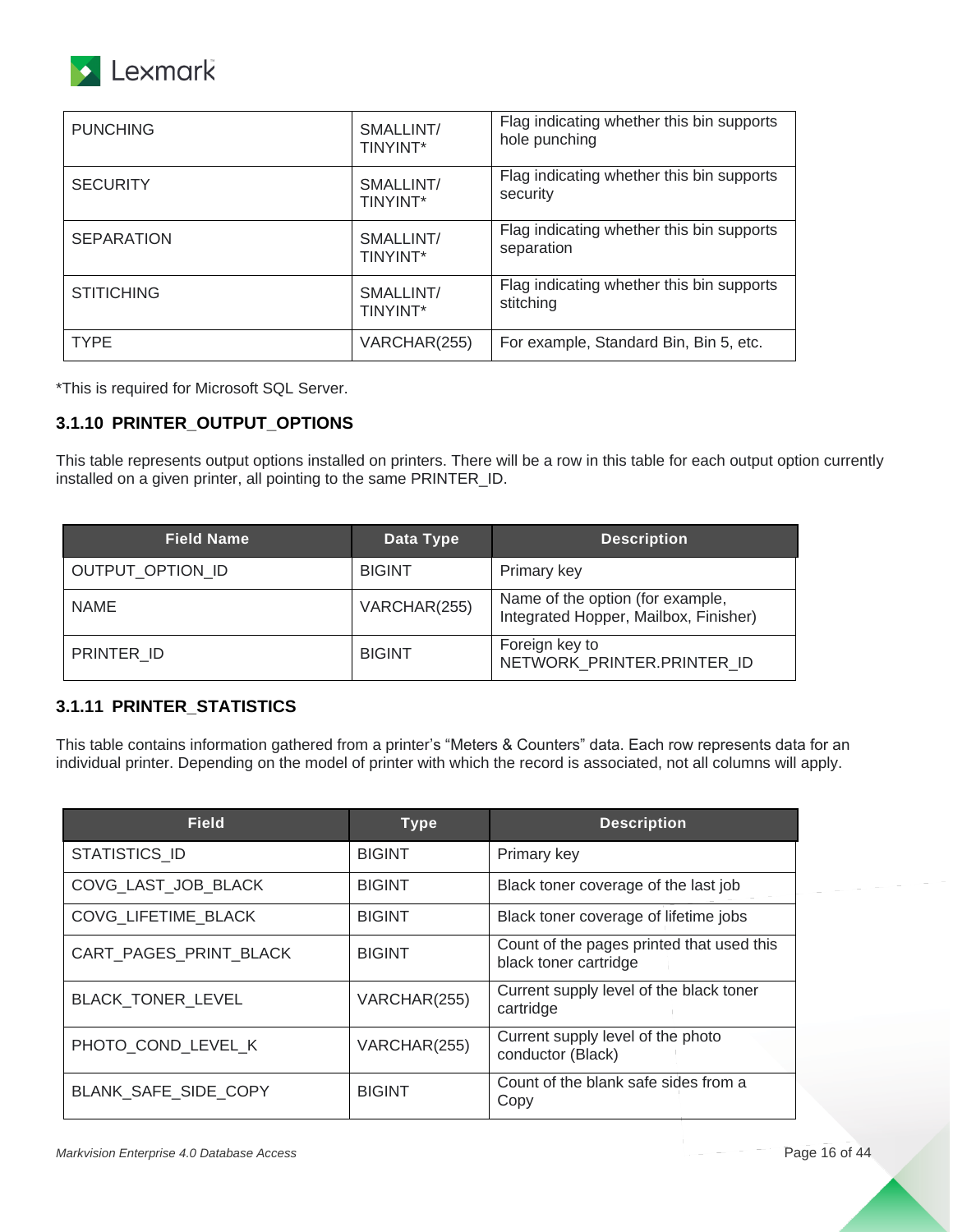| PUNCHING | SMALLINT/ TINYINT* | Flag indicating whether this bin supports hole punching |
|---|---|---|
| SECURITY | SMALLINT/ TINYINT* | Flag indicating whether this bin supports security |
| SEPARATION | SMALLINT/ TINYINT* | Flag indicating whether this bin supports separation |
| STITICHING | SMALLINT/ TINYINT* | Flag indicating whether this bin supports stitching |
| TYPE | VARCHAR(255) | For example, Standard Bin, Bin 5, etc. |

*This is required for Microsoft SQL Server.

### 3.1.10 PRINTER_OUTPUT_OPTIONS

This table represents output options installed on printers. There will be a row in this table for each output option currently installed on a given printer, all pointing to the same PRINTER_ID.

| Field Name | Data Type | Description |
|---|---|---|
| OUTPUT_OPTION_ID | BIGINT | Primary key |
| NAME | VARCHAR(255) | Name of the option (for example, Integrated Hopper, Mailbox, Finisher) |
| PRINTER_ID | BIGINT | Foreign key to NETWORK_PRINTER.PRINTER_ID |

### 3.1.11 PRINTER_STATISTICS

This table contains information gathered from a printer's "Meters & Counters" data. Each row represents data for an individual printer. Depending on the model of printer with which the record is associated, not all columns will apply.

| Field | Type | Description |
|---|---|---|
| STATISTICS_ID | BIGINT | Primary key |
| COVG_LAST_JOB_BLACK | BIGINT | Black toner coverage of the last job |
| COVG_LIFETIME_BLACK | BIGINT | Black toner coverage of lifetime jobs |
| CART_PAGES_PRINT_BLACK | BIGINT | Count of the pages printed that used this black toner cartridge |
| BLACK_TONER_LEVEL | VARCHAR(255) | Current supply level of the black toner cartridge |
| PHOTO_COND_LEVEL_K | VARCHAR(255) | Current supply level of the photo conductor (Black) |
| BLANK_SAFE_SIDE_COPY | BIGINT | Count of the blank safe sides from a Copy |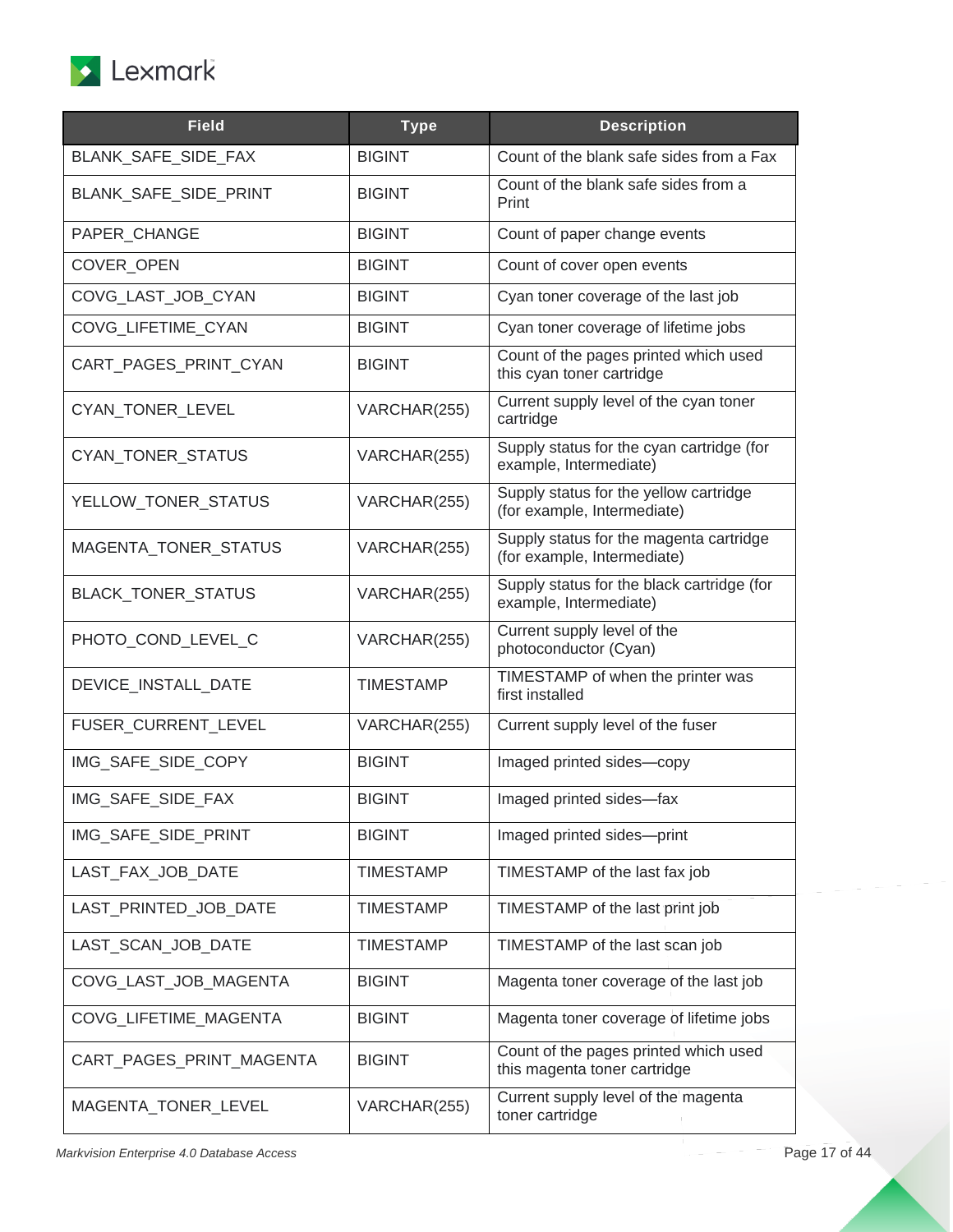| Field | Type | Description |
| --- | --- | --- |
| BLANK_SAFE_SIDE_FAX | BIGINT | Count of the blank safe sides from a Fax |
| BLANK_SAFE_SIDE_PRINT | BIGINT | Count of the blank safe sides from a Print |
| PAPER_CHANGE | BIGINT | Count of paper change events |
| COVER_OPEN | BIGINT | Count of cover open events |
| COVG_LAST_JOB_CYAN | BIGINT | Cyan toner coverage of the last job |
| COVG_LIFETIME_CYAN | BIGINT | Cyan toner coverage of lifetime jobs |
| CART_PAGES_PRINT_CYAN | BIGINT | Count of the pages printed which used this cyan toner cartridge |
| CYAN_TONER_LEVEL | VARCHAR(255) | Current supply level of the cyan toner cartridge |
| CYAN_TONER_STATUS | VARCHAR(255) | Supply status for the cyan cartridge (for example, Intermediate) |
| YELLOW_TONER_STATUS | VARCHAR(255) | Supply status for the yellow cartridge (for example, Intermediate) |
| MAGENTA_TONER_STATUS | VARCHAR(255) | Supply status for the magenta cartridge (for example, Intermediate) |
| BLACK_TONER_STATUS | VARCHAR(255) | Supply status for the black cartridge (for example, Intermediate) |
| PHOTO_COND_LEVEL_C | VARCHAR(255) | Current supply level of the photoconductor (Cyan) |
| DEVICE_INSTALL_DATE | TIMESTAMP | TIMESTAMP of when the printer was first installed |
| FUSER_CURRENT_LEVEL | VARCHAR(255) | Current supply level of the fuser |
| IMG_SAFE_SIDE_COPY | BIGINT | Imaged printed sides—copy |
| IMG_SAFE_SIDE_FAX | BIGINT | Imaged printed sides—fax |
| IMG_SAFE_SIDE_PRINT | BIGINT | Imaged printed sides—print |
| LAST_FAX_JOB_DATE | TIMESTAMP | TIMESTAMP of the last fax job |
| LAST_PRINTED_JOB_DATE | TIMESTAMP | TIMESTAMP of the last print job |
| LAST_SCAN_JOB_DATE | TIMESTAMP | TIMESTAMP of the last scan job |
| COVG_LAST_JOB_MAGENTA | BIGINT | Magenta toner coverage of the last job |
| COVG_LIFETIME_MAGENTA | BIGINT | Magenta toner coverage of lifetime jobs |
| CART_PAGES_PRINT_MAGENTA | BIGINT | Count of the pages printed which used this magenta toner cartridge |
| MAGENTA_TONER_LEVEL | VARCHAR(255) | Current supply level of the magenta toner cartridge |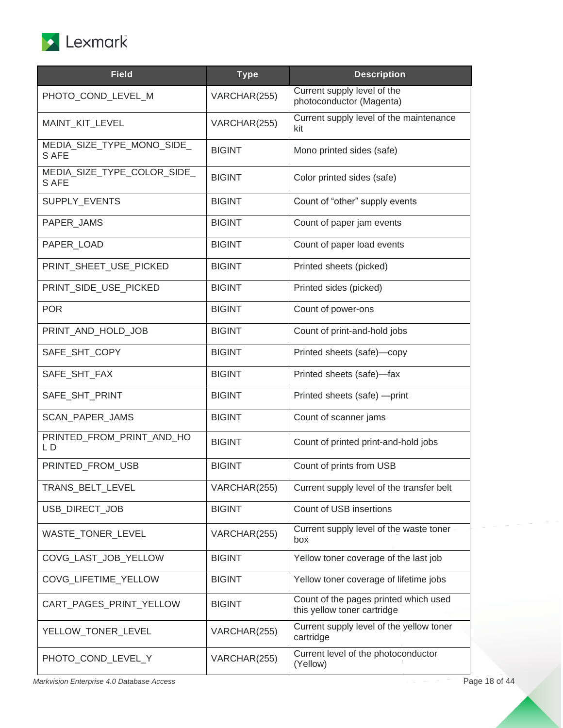| Field | Type | Description |
| --- | --- | --- |
| PHOTO_COND_LEVEL_M | VARCHAR(255) | Current supply level of the photoconductor (Magenta) |
| MAINT_KIT_LEVEL | VARCHAR(255) | Current supply level of the maintenance kit |
| MEDIA_SIZE_TYPE_MONO_SIDE_SAFE | BIGINT | Mono printed sides (safe) |
| MEDIA_SIZE_TYPE_COLOR_SIDE_SAFE | BIGINT | Color printed sides (safe) |
| SUPPLY_EVENTS | BIGINT | Count of “other” supply events |
| PAPER_JAMS | BIGINT | Count of paper jam events |
| PAPER_LOAD | BIGINT | Count of paper load events |
| PRINT_SHEET_USE_PICKED | BIGINT | Printed sheets (picked) |
| PRINT_SIDE_USE_PICKED | BIGINT | Printed sides (picked) |
| POR | BIGINT | Count of power-ons |
| PRINT_AND_HOLD_JOB | BIGINT | Count of print-and-hold jobs |
| SAFE_SHT_COPY | BIGINT | Printed sheets (safe)—copy |
| SAFE_SHT_FAX | BIGINT | Printed sheets (safe)—fax |
| SAFE_SHT_PRINT | BIGINT | Printed sheets (safe) —print |
| SCAN_PAPER_JAMS | BIGINT | Count of scanner jams |
| PRINTED_FROM_PRINT_AND_HOLD | BIGINT | Count of printed print-and-hold jobs |
| PRINTED_FROM_USB | BIGINT | Count of prints from USB |
| TRANS_BELT_LEVEL | VARCHAR(255) | Current supply level of the transfer belt |
| USB_DIRECT_JOB | BIGINT | Count of USB insertions |
| WASTE_TONER_LEVEL | VARCHAR(255) | Current supply level of the waste toner box |
| COVG_LAST_JOB_YELLOW | BIGINT | Yellow toner coverage of the last job |
| COVG_LIFETIME_YELLOW | BIGINT | Yellow toner coverage of lifetime jobs |
| CART_PAGES_PRINT_YELLOW | BIGINT | Count of the pages printed which used this yellow toner cartridge |
| YELLOW_TONER_LEVEL | VARCHAR(255) | Current supply level of the yellow toner cartridge |
| PHOTO_COND_LEVEL_Y | VARCHAR(255) | Current level of the photoconductor (Yellow) |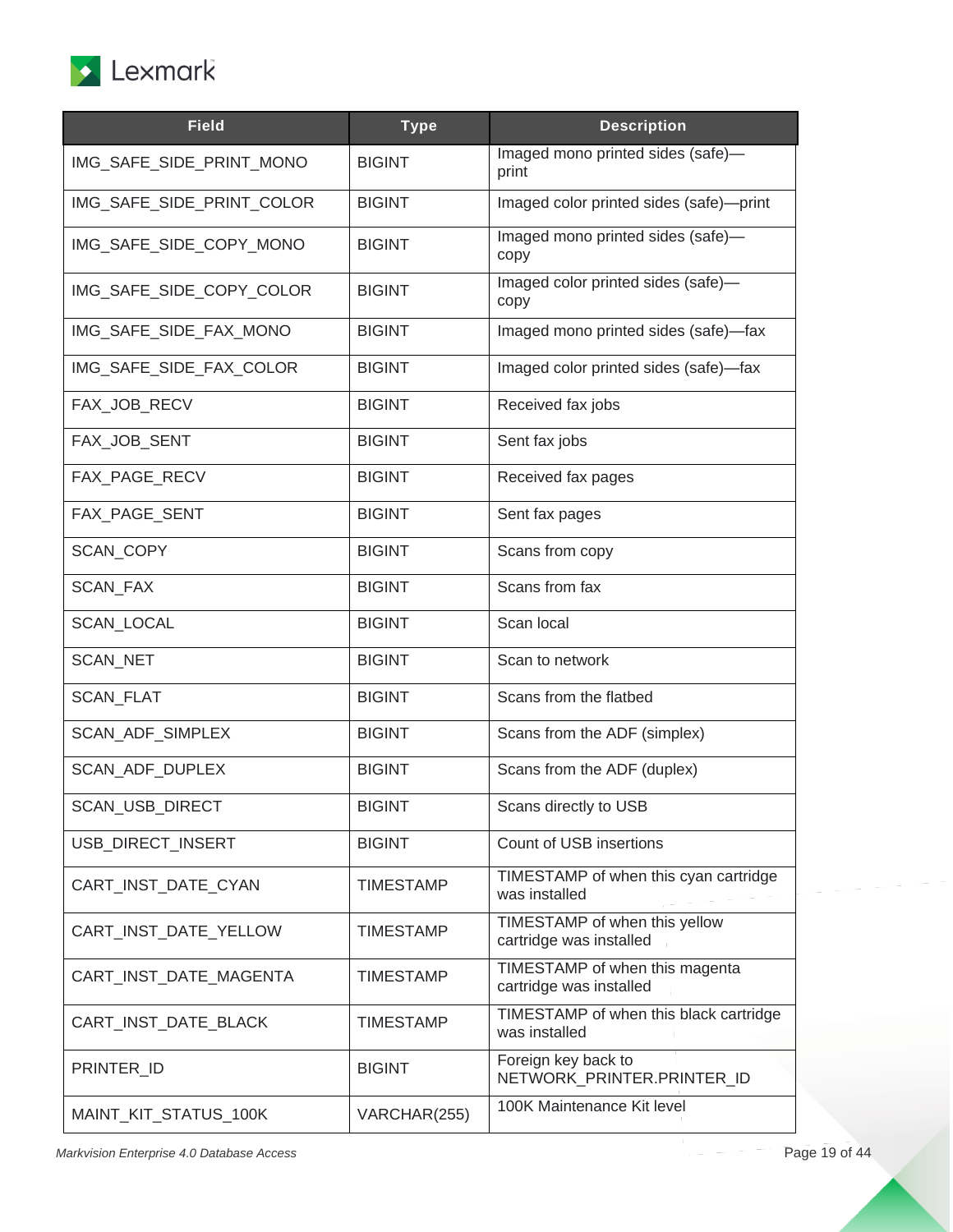| Field | Type | Description |
|---|---|---|
| IMG_SAFE_SIDE_PRINT_MONO | BIGINT | Imaged mono printed sides (safe)—print |
| IMG_SAFE_SIDE_PRINT_COLOR | BIGINT | Imaged color printed sides (safe)—print |
| IMG_SAFE_SIDE_COPY_MONO | BIGINT | Imaged mono printed sides (safe)—copy |
| IMG_SAFE_SIDE_COPY_COLOR | BIGINT | Imaged color printed sides (safe)—copy |
| IMG_SAFE_SIDE_FAX_MONO | BIGINT | Imaged mono printed sides (safe)—fax |
| IMG_SAFE_SIDE_FAX_COLOR | BIGINT | Imaged color printed sides (safe)—fax |
| FAX_JOB_RECV | BIGINT | Received fax jobs |
| FAX_JOB_SENT | BIGINT | Sent fax jobs |
| FAX_PAGE_RECV | BIGINT | Received fax pages |
| FAX_PAGE_SENT | BIGINT | Sent fax pages |
| SCAN_COPY | BIGINT | Scans from copy |
| SCAN_FAX | BIGINT | Scans from fax |
| SCAN_LOCAL | BIGINT | Scan local |
| SCAN_NET | BIGINT | Scan to network |
| SCAN_FLAT | BIGINT | Scans from the flatbed |
| SCAN_ADF_SIMPLEX | BIGINT | Scans from the ADF (simplex) |
| SCAN_ADF_DUPLEX | BIGINT | Scans from the ADF (duplex) |
| SCAN_USB_DIRECT | BIGINT | Scans directly to USB |
| USB_DIRECT_INSERT | BIGINT | Count of USB insertions |
| CART_INST_DATE_CYAN | TIMESTAMP | TIMESTAMP of when this cyan cartridge was installed |
| CART_INST_DATE_YELLOW | TIMESTAMP | TIMESTAMP of when this yellow cartridge was installed |
| CART_INST_DATE_MAGENTA | TIMESTAMP | TIMESTAMP of when this magenta cartridge was installed |
| CART_INST_DATE_BLACK | TIMESTAMP | TIMESTAMP of when this black cartridge was installed |
| PRINTER_ID | BIGINT | Foreign key back to NETWORK_PRINTER.PRINTER_ID |
| MAINT_KIT_STATUS_100K | VARCHAR(255) | 100K Maintenance Kit level |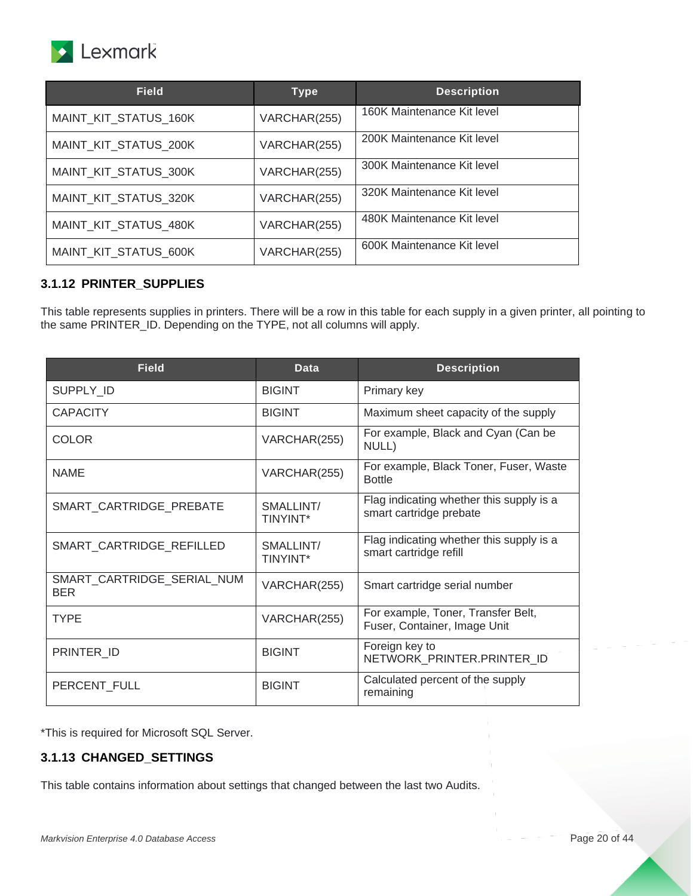| Field | Type | Description |
|---|---|---|
| MAINT_KIT_STATUS_160K | VARCHAR(255) | 160K Maintenance Kit level |
| MAINT_KIT_STATUS_200K | VARCHAR(255) | 200K Maintenance Kit level |
| MAINT_KIT_STATUS_300K | VARCHAR(255) | 300K Maintenance Kit level |
| MAINT_KIT_STATUS_320K | VARCHAR(255) | 320K Maintenance Kit level |
| MAINT_KIT_STATUS_480K | VARCHAR(255) | 480K Maintenance Kit level |
| MAINT_KIT_STATUS_600K | VARCHAR(255) | 600K Maintenance Kit level |

### 3.1.12 PRINTER_SUPPLIES

This table represents supplies in printers. There will be a row in this table for each supply in a given printer, all pointing to the same PRINTER_ID. Depending on the TYPE, not all columns will apply.

| Field | Data | Description |
|---|---|---|
| SUPPLY_ID | BIGINT | Primary key |
| CAPACITY | BIGINT | Maximum sheet capacity of the supply |
| COLOR | VARCHAR(255) | For example, Black and Cyan (Can be NULL) |
| NAME | VARCHAR(255) | For example, Black Toner, Fuser, Waste Bottle |
| SMART_CARTRIDGE_PREBATE | SMALLINT/ TINYINT* | Flag indicating whether this supply is a smart cartridge prebate |
| SMART_CARTRIDGE_REFILLED | SMALLINT/ TINYINT* | Flag indicating whether this supply is a smart cartridge refill |
| SMART_CARTRIDGE_SERIAL_NUMBER | VARCHAR(255) | Smart cartridge serial number |
| TYPE | VARCHAR(255) | For example, Toner, Transfer Belt, Fuser, Container, Image Unit |
| PRINTER_ID | BIGINT | Foreign key to NETWORK_PRINTER.PRINTER_ID |
| PERCENT_FULL | BIGINT | Calculated percent of the supply remaining |

*This is required for Microsoft SQL Server.

### 3.1.13 CHANGED_SETTINGS

This table contains information about settings that changed between the last two Audits.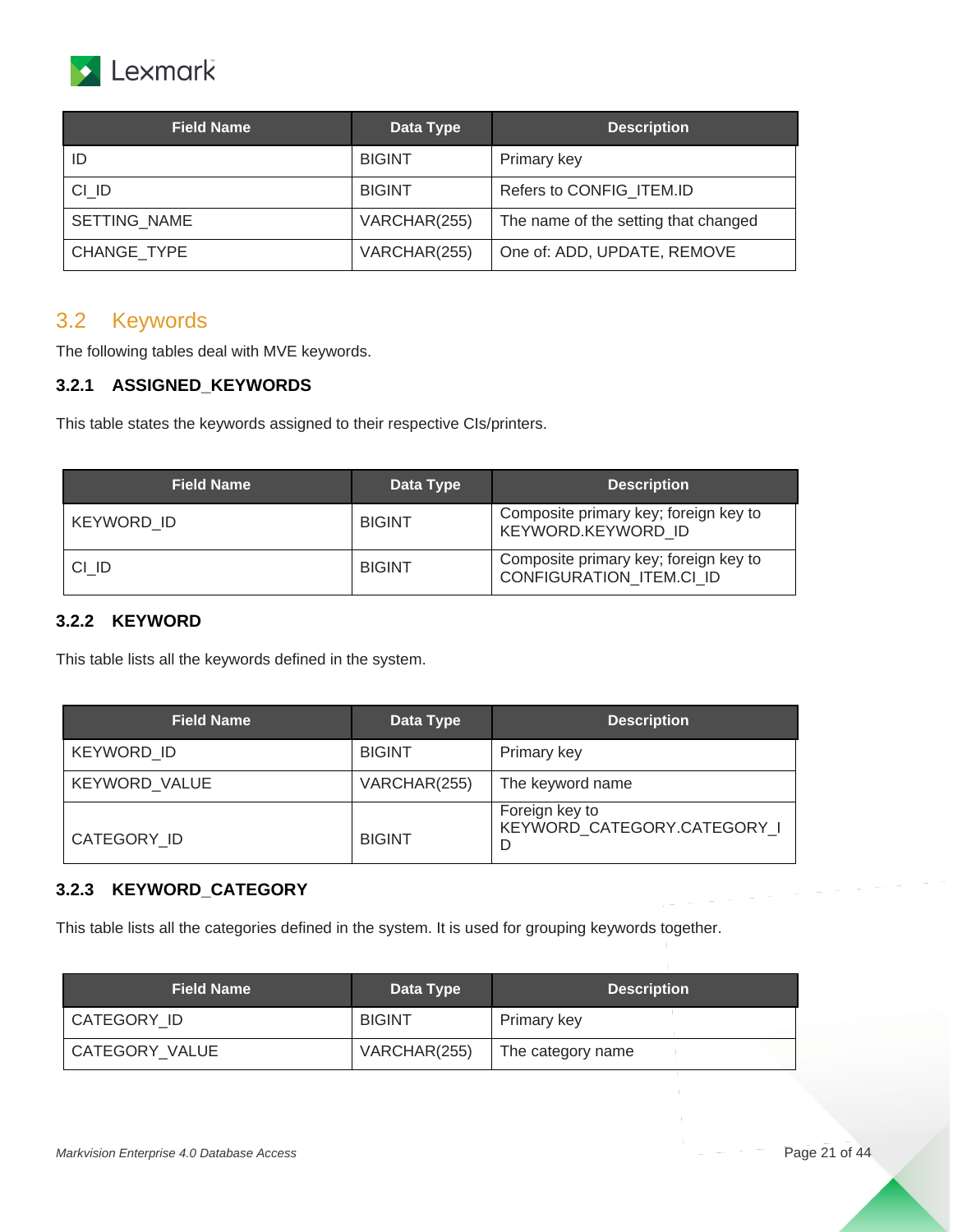| Field Name | Data Type | Description |
| --- | --- | --- |
| ID | BIGINT | Primary key |
| CI_ID | BIGINT | Refers to CONFIG_ITEM.ID |
| SETTING_NAME | VARCHAR(255) | The name of the setting that changed |
| CHANGE_TYPE | VARCHAR(255) | One of: ADD, UPDATE, REMOVE |

## 3.2 Keywords

The following tables deal with MVE keywords.

### 3.2.1 ASSIGNED_KEYWORDS

This table states the keywords assigned to their respective CIs/printers.

| Field Name | Data Type | Description |
| --- | --- | --- |
| KEYWORD_ID | BIGINT | Composite primary key; foreign key to KEYWORD.KEYWORD_ID |
| CI_ID | BIGINT | Composite primary key; foreign key to CONFIGURATION_ITEM.CI_ID |

### 3.2.2 KEYWORD

This table lists all the keywords defined in the system.

| Field Name | Data Type | Description |
| --- | --- | --- |
| KEYWORD_ID | BIGINT | Primary key |
| KEYWORD_VALUE | VARCHAR(255) | The keyword name |
| CATEGORY_ID | BIGINT | Foreign key to KEYWORD_CATEGORY.CATEGORY_ID |

### 3.2.3 KEYWORD_CATEGORY

This table lists all the categories defined in the system. It is used for grouping keywords together.

| Field Name | Data Type | Description |
| --- | --- | --- |
| CATEGORY_ID | BIGINT | Primary key |
| CATEGORY_VALUE | VARCHAR(255) | The category name |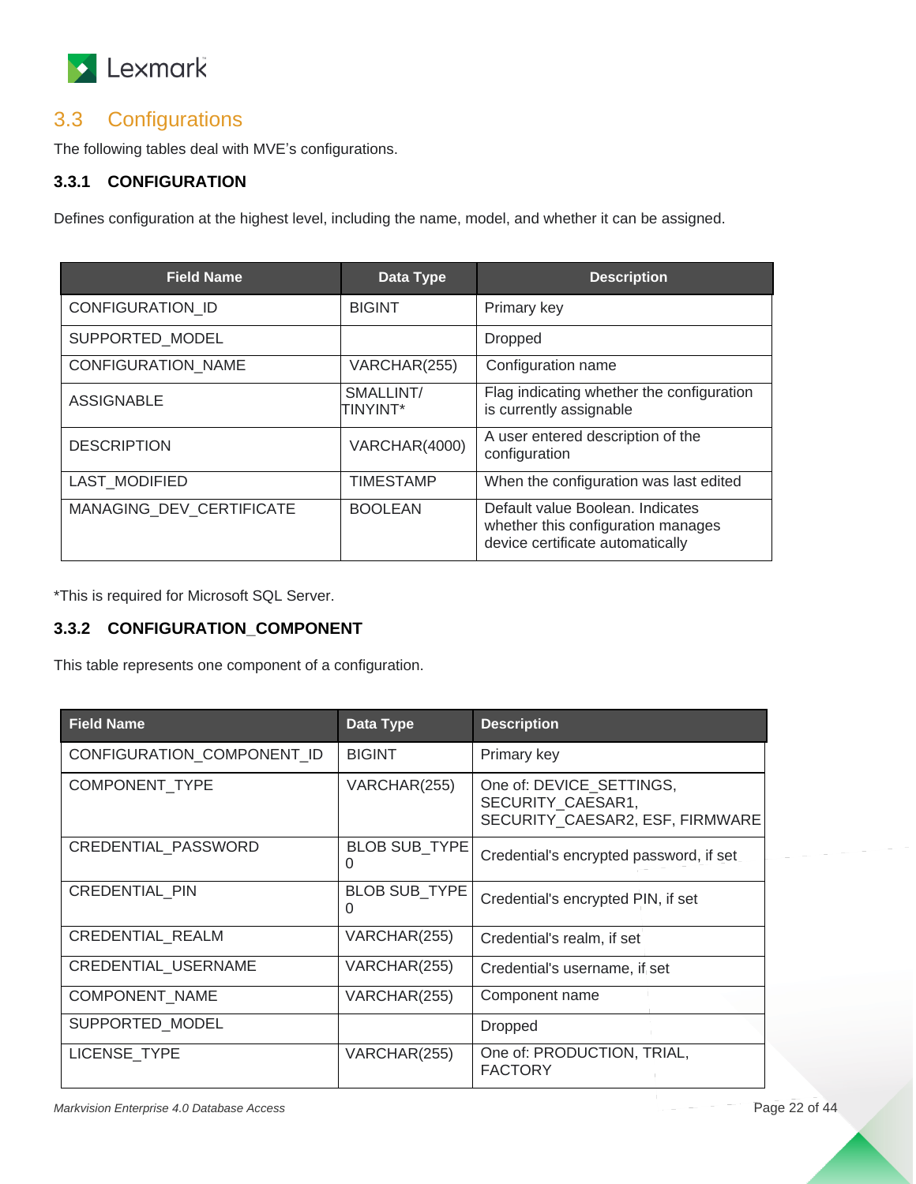## 3.3 Configurations

The following tables deal with MVE's configurations.

### 3.3.1 CONFIGURATION

Defines configuration at the highest level, including the name, model, and whether it can be assigned.

| Field Name | Data Type | Description |
|---|---|---|
| CONFIGURATION_ID | BIGINT | Primary key |
| SUPPORTED_MODEL | | Dropped |
| CONFIGURATION_NAME | VARCHAR(255) | Configuration name |
| ASSIGNABLE | SMALLINT/ TINYINT* | Flag indicating whether the configuration is currently assignable |
| DESCRIPTION | VARCHAR(4000) | A user entered description of the configuration |
| LAST_MODIFIED | TIMESTAMP | When the configuration was last edited |
| MANAGING_DEV_CERTIFICATE | BOOLEAN | Default value Boolean. Indicates whether this configuration manages device certificate automatically |

*This is required for Microsoft SQL Server.

### 3.3.2 CONFIGURATION_COMPONENT

This table represents one component of a configuration.

| Field Name | Data Type | Description |
|---|---|---|
| CONFIGURATION_COMPONENT_ID | BIGINT | Primary key |
| COMPONENT_TYPE | VARCHAR(255) | One of: DEVICE_SETTINGS, SECURITY_CAESAR1, SECURITY_CAESAR2, ESF, FIRMWARE |
| CREDENTIAL_PASSWORD | BLOB SUB_TYPE 0 | Credential's encrypted password, if set |
| CREDENTIAL_PIN | BLOB SUB_TYPE 0 | Credential's encrypted PIN, if set |
| CREDENTIAL_REALM | VARCHAR(255) | Credential's realm, if set |
| CREDENTIAL_USERNAME | VARCHAR(255) | Credential's username, if set |
| COMPONENT_NAME | VARCHAR(255) | Component name |
| SUPPORTED_MODEL | | Dropped |
| LICENSE_TYPE | VARCHAR(255) | One of: PRODUCTION, TRIAL, FACTORY |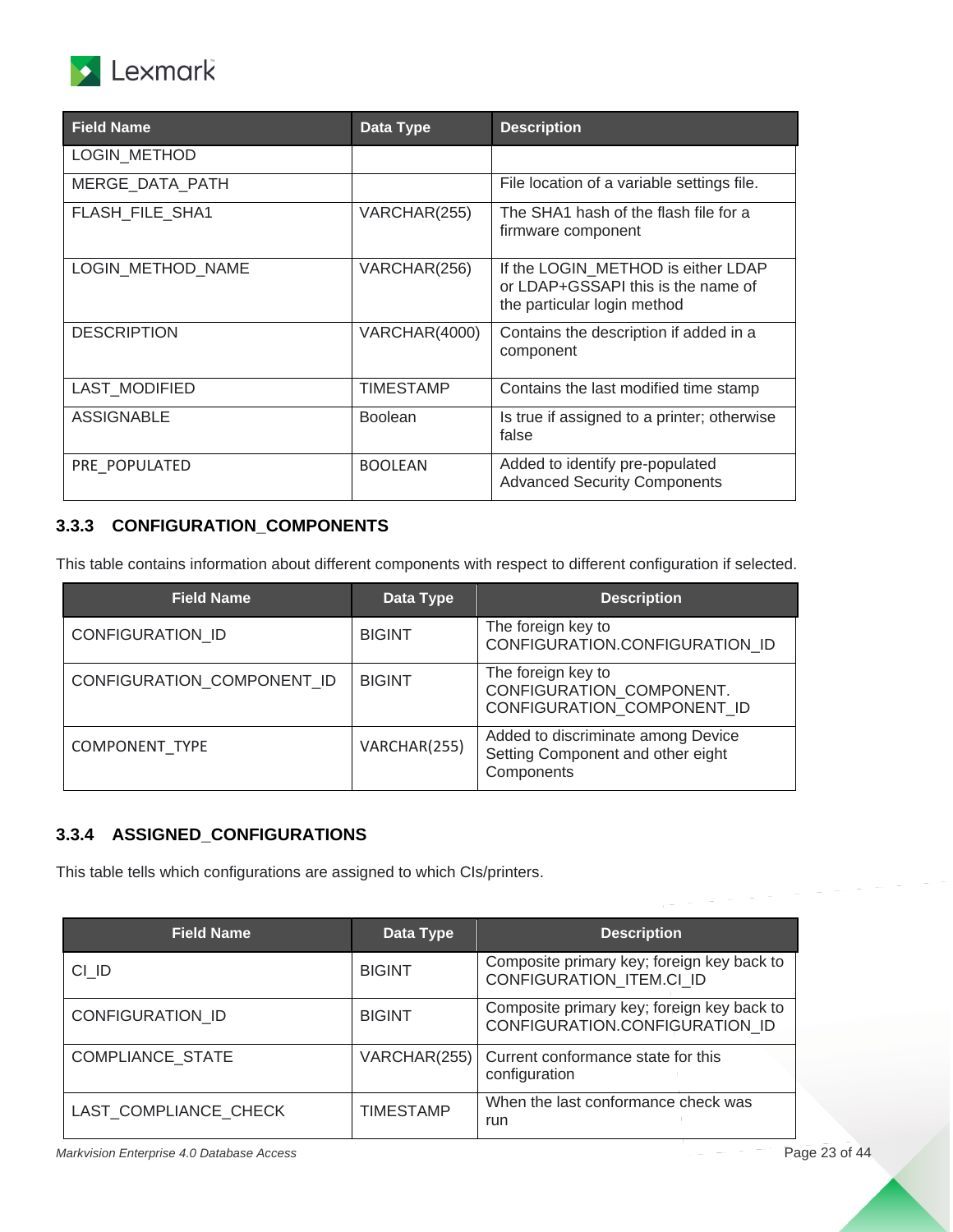| Field Name | Data Type | Description |
| --- | --- | --- |
| LOGIN_METHOD | | |
| MERGE_DATA_PATH | | File location of a variable settings file. |
| FLASH_FILE_SHA1 | VARCHAR(255) | The SHA1 hash of the flash file for a firmware component |
| LOGIN_METHOD_NAME | VARCHAR(256) | If the LOGIN_METHOD is either LDAP or LDAP+GSSAPI this is the name of the particular login method |
| DESCRIPTION | VARCHAR(4000) | Contains the description if added in a component |
| LAST_MODIFIED | TIMESTAMP | Contains the last modified time stamp |
| ASSIGNABLE | Boolean | Is true if assigned to a printer; otherwise false |
| PRE_POPULATED | BOOLEAN | Added to identify pre-populated Advanced Security Components |

### 3.3.3 CONFIGURATION_COMPONENTS

This table contains information about different components with respect to different configuration if selected.

| Field Name | Data Type | Description |
| --- | --- | --- |
| CONFIGURATION_ID | BIGINT | The foreign key to CONFIGURATION.CONFIGURATION_ID |
| CONFIGURATION_COMPONENT_ID | BIGINT | The foreign key to CONFIGURATION_COMPONENT. CONFIGURATION_COMPONENT_ID |
| COMPONENT_TYPE | VARCHAR(255) | Added to discriminate among Device Setting Component and other eight Components |

### 3.3.4 ASSIGNED_CONFIGURATIONS

This table tells which configurations are assigned to which CIs/printers.

| Field Name | Data Type | Description |
| --- | --- | --- |
| CI_ID | BIGINT | Composite primary key; foreign key back to CONFIGURATION_ITEM.CI_ID |
| CONFIGURATION_ID | BIGINT | Composite primary key; foreign key back to CONFIGURATION.CONFIGURATION_ID |
| COMPLIANCE_STATE | VARCHAR(255) | Current conformance state for this configuration |
| LAST_COMPLIANCE_CHECK | TIMESTAMP | When the last conformance check was run |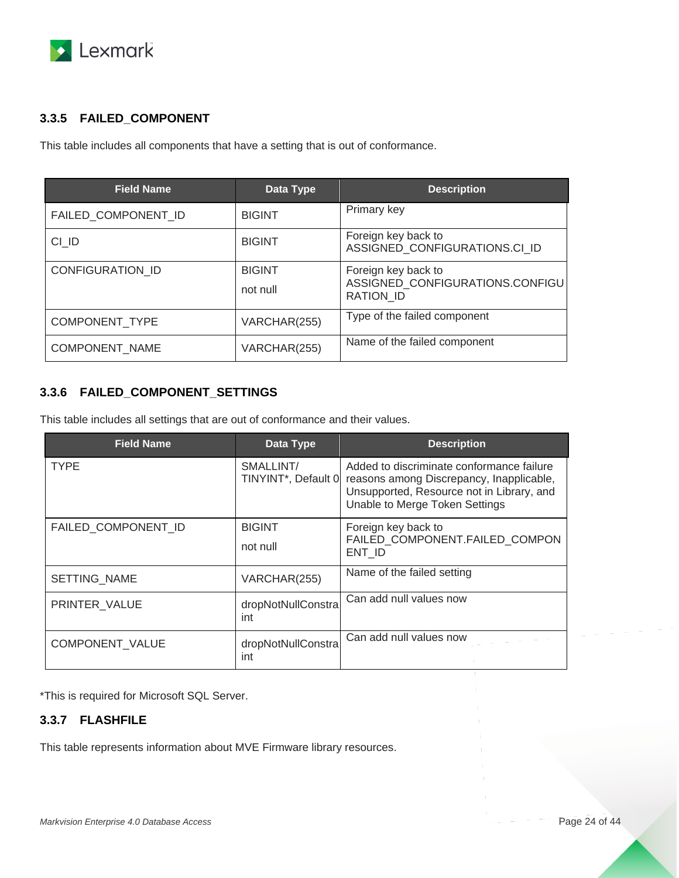### 3.3.5 FAILED_COMPONENT

This table includes all components that have a setting that is out of conformance.

| Field Name | Data Type | Description |
|---|---|---|
| FAILED_COMPONENT_ID | BIGINT | Primary key |
| CI_ID | BIGINT | Foreign key back to ASSIGNED_CONFIGURATIONS.CI_ID |
| CONFIGURATION_ID | BIGINT<br>not null | Foreign key back to ASSIGNED_CONFIGURATIONS.CONFIGURATION_ID |
| COMPONENT_TYPE | VARCHAR(255) | Type of the failed component |
| COMPONENT_NAME | VARCHAR(255) | Name of the failed component |

### 3.3.6 FAILED_COMPONENT_SETTINGS

This table includes all settings that are out of conformance and their values.

| Field Name | Data Type | Description |
|---|---|---|
| TYPE | SMALLINT/ TINYINT*, Default 0 | Added to discriminate conformance failure reasons among Discrepancy, Inapplicable, Unsupported, Resource not in Library, and Unable to Merge Token Settings |
| FAILED_COMPONENT_ID | BIGINT<br>not null | Foreign key back to FAILED_COMPONENT.FAILED_COMPONENT_ID |
| SETTING_NAME | VARCHAR(255) | Name of the failed setting |
| PRINTER_VALUE | dropNotNullConstraint | Can add null values now |
| COMPONENT_VALUE | dropNotNullConstraint | Can add null values now |

*This is required for Microsoft SQL Server.

### 3.3.7 FLASHFILE

This table represents information about MVE Firmware library resources.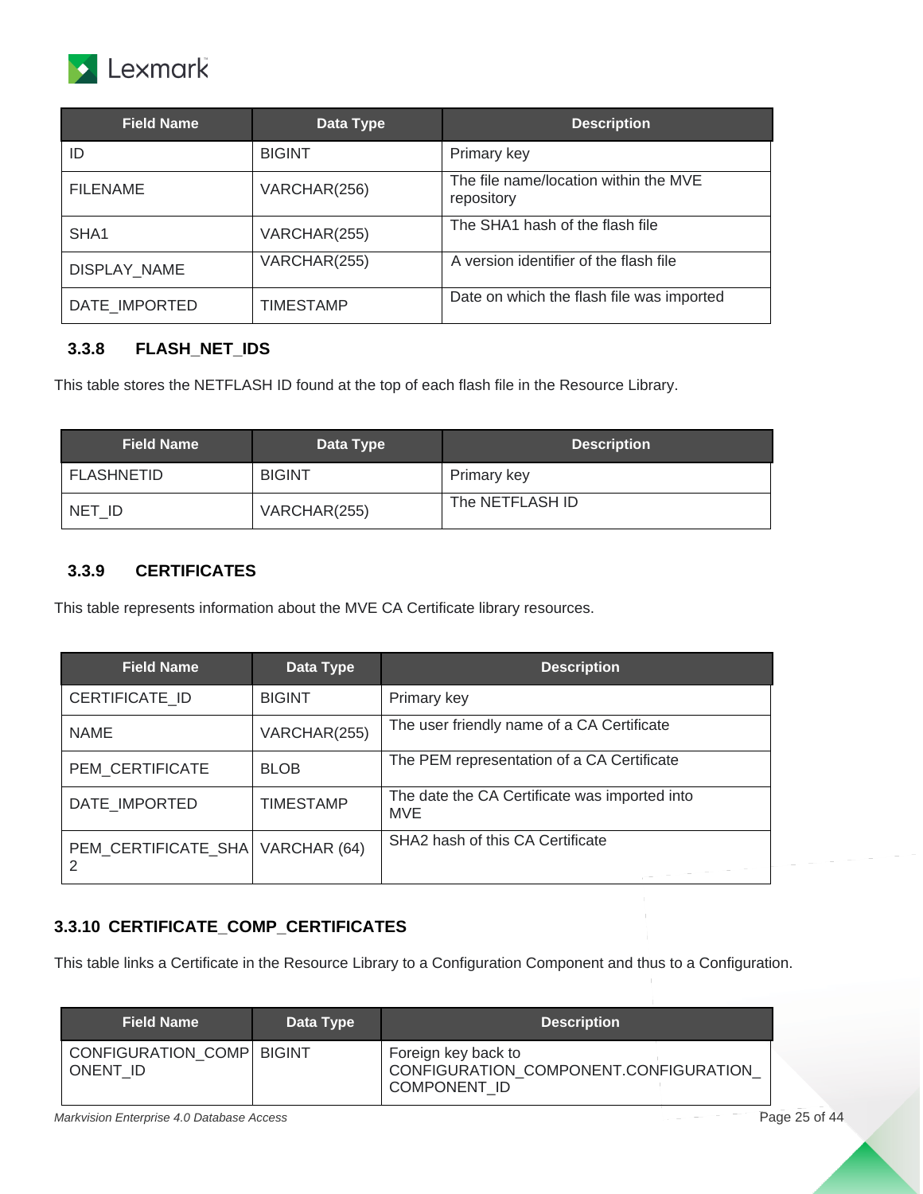| Field Name | Data Type | Description |
|---|---|---|
| ID | BIGINT | Primary key |
| FILENAME | VARCHAR(256) | The file name/location within the MVE repository |
| SHA1 | VARCHAR(255) | The SHA1 hash of the flash file |
| DISPLAY_NAME | VARCHAR(255) | A version identifier of the flash file |
| DATE_IMPORTED | TIMESTAMP | Date on which the flash file was imported |

### 3.3.8 FLASH_NET_IDS

This table stores the NETFLASH ID found at the top of each flash file in the Resource Library.

| Field Name | Data Type | Description |
|---|---|---|
| FLASHNETID | BIGINT | Primary key |
| NET_ID | VARCHAR(255) | The NETFLASH ID |

### 3.3.9 CERTIFICATES

This table represents information about the MVE CA Certificate library resources.

| Field Name | Data Type | Description |
|---|---|---|
| CERTIFICATE_ID | BIGINT | Primary key |
| NAME | VARCHAR(255) | The user friendly name of a CA Certificate |
| PEM_CERTIFICATE | BLOB | The PEM representation of a CA Certificate |
| DATE_IMPORTED | TIMESTAMP | The date the CA Certificate was imported into MVE |
| PEM_CERTIFICATE_SHA2 | VARCHAR (64) | SHA2 hash of this CA Certificate |

### 3.3.10 CERTIFICATE_COMP_CERTIFICATES

This table links a Certificate in the Resource Library to a Configuration Component and thus to a Configuration.

| Field Name | Data Type | Description |
|---|---|---|
| CONFIGURATION_COMPONENT_ID | BIGINT | Foreign key back to CONFIGURATION_COMPONENT.CONFIGURATION_COMPONENT_ID |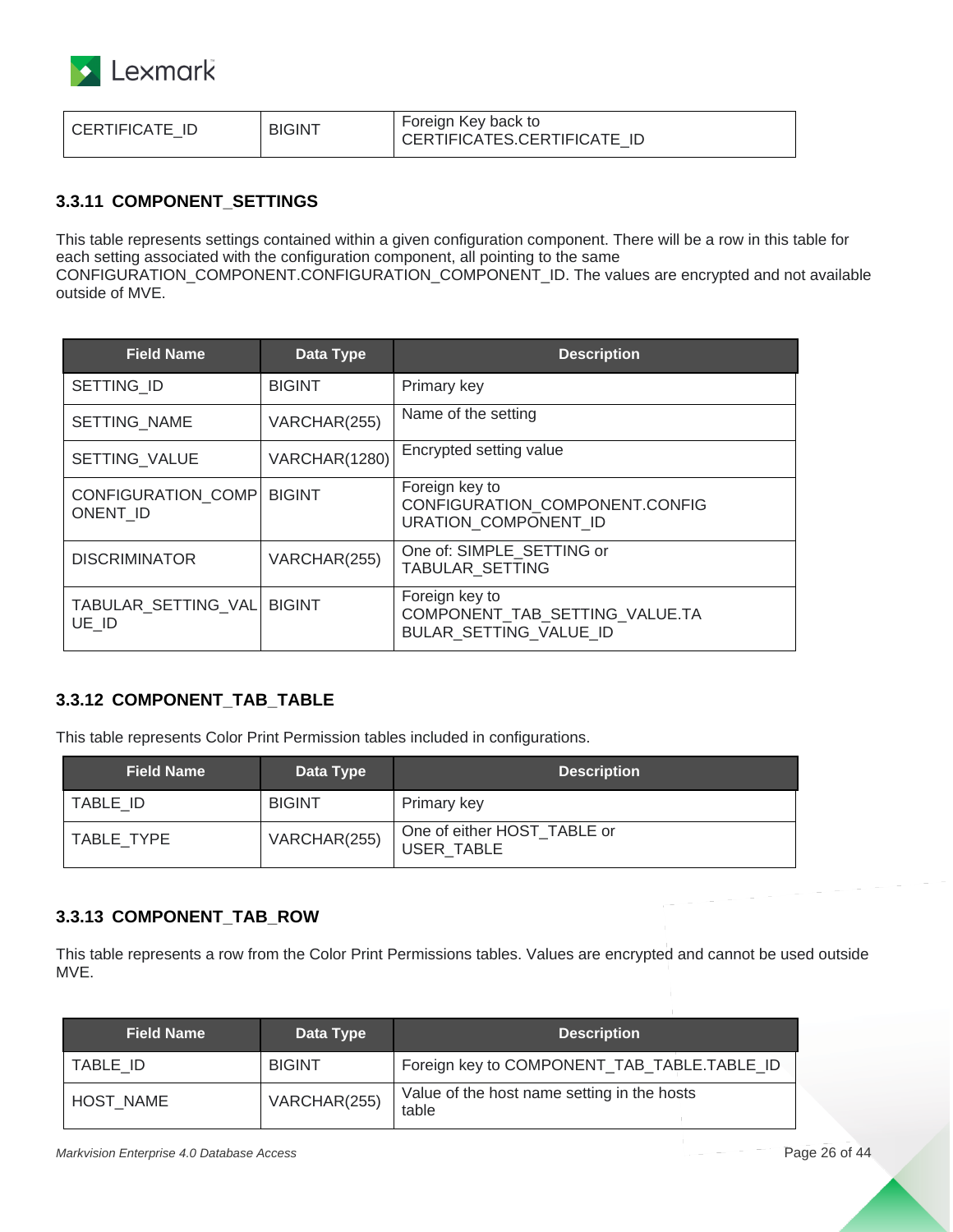| CERTIFICATE_ID | BIGINT | Foreign Key back to CERTIFICATES.CERTIFICATE_ID |
|---|---|---|

### 3.3.11 COMPONENT_SETTINGS

This table represents settings contained within a given configuration component. There will be a row in this table for each setting associated with the configuration component, all pointing to the same CONFIGURATION_COMPONENT.CONFIGURATION_COMPONENT_ID. The values are encrypted and not available outside of MVE.

| Field Name | Data Type | Description |
|---|---|---|
| SETTING_ID | BIGINT | Primary key |
| SETTING_NAME | VARCHAR(255) | Name of the setting |
| SETTING_VALUE | VARCHAR(1280) | Encrypted setting value |
| CONFIGURATION_COMPONENT_ID | BIGINT | Foreign key to CONFIGURATION_COMPONENT.CONFIGURATION_COMPONENT_ID |
| DISCRIMINATOR | VARCHAR(255) | One of: SIMPLE_SETTING or TABULAR_SETTING |
| TABULAR_SETTING_VALUE_ID | BIGINT | Foreign key to COMPONENT_TAB_SETTING_VALUE.TABULAR_SETTING_VALUE_ID |

### 3.3.12 COMPONENT_TAB_TABLE

This table represents Color Print Permission tables included in configurations.

| Field Name | Data Type | Description |
|---|---|---|
| TABLE_ID | BIGINT | Primary key |
| TABLE_TYPE | VARCHAR(255) | One of either HOST_TABLE or USER_TABLE |

### 3.3.13 COMPONENT_TAB_ROW

This table represents a row from the Color Print Permissions tables. Values are encrypted and cannot be used outside MVE.

| Field Name | Data Type | Description |
|---|---|---|
| TABLE_ID | BIGINT | Foreign key to COMPONENT_TAB_TABLE.TABLE_ID |
| HOST_NAME | VARCHAR(255) | Value of the host name setting in the hosts table |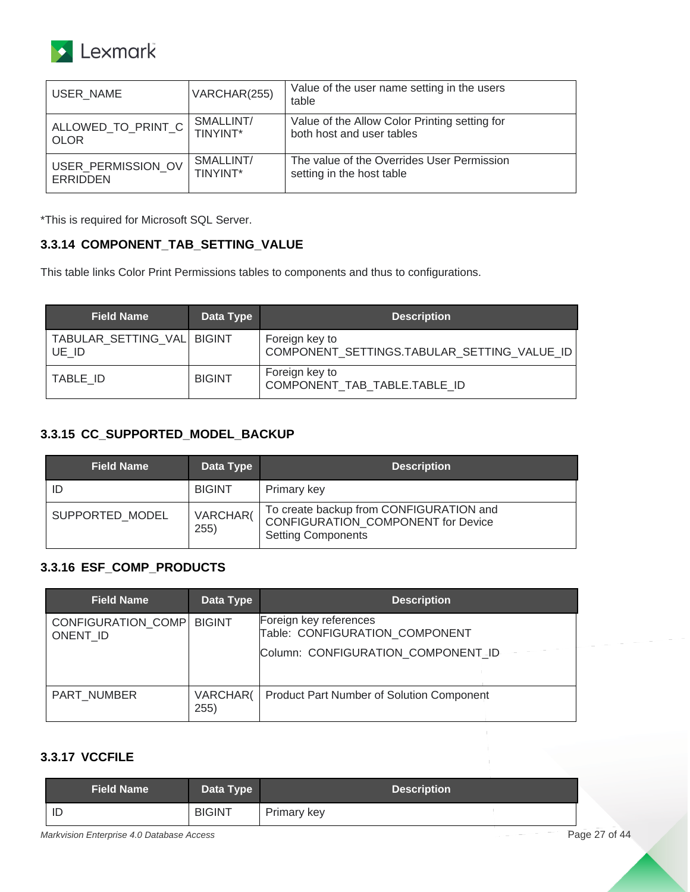| USER_NAME | VARCHAR(255) | Value of the user name setting in the users table |
|---|---|---|
| ALLOWED_TO_PRINT_COLOR | SMALLINT/ TINYINT* | Value of the Allow Color Printing setting for both host and user tables |
| USER_PERMISSION_OVERRIDDEN | SMALLINT/ TINYINT* | The value of the Overrides User Permission setting in the host table |

*This is required for Microsoft SQL Server.

### 3.3.14 COMPONENT_TAB_SETTING_VALUE

This table links Color Print Permissions tables to components and thus to configurations.

| Field Name | Data Type | Description |
|---|---|---|
| TABULAR_SETTING_VALUE_ID | BIGINT | Foreign key to COMPONENT_SETTINGS.TABULAR_SETTING_VALUE_ID |
| TABLE_ID | BIGINT | Foreign key to COMPONENT_TAB_TABLE.TABLE_ID |

### 3.3.15 CC_SUPPORTED_MODEL_BACKUP

| Field Name | Data Type | Description |
|---|---|---|
| ID | BIGINT | Primary key |
| SUPPORTED_MODEL | VARCHAR(255) | To create backup from CONFIGURATION and CONFIGURATION_COMPONENT for Device Setting Components |

### 3.3.16 ESF_COMP_PRODUCTS

| Field Name | Data Type | Description |
|---|---|---|
| CONFIGURATION_COMPONENT_ID | BIGINT | Foreign key references<br>Table: CONFIGURATION_COMPONENT<br>Column: CONFIGURATION_COMPONENT_ID |
| PART_NUMBER | VARCHAR(255) | Product Part Number of Solution Component |

### 3.3.17 VCCFILE

| Field Name | Data Type | Description |
|---|---|---|
| ID | BIGINT | Primary key |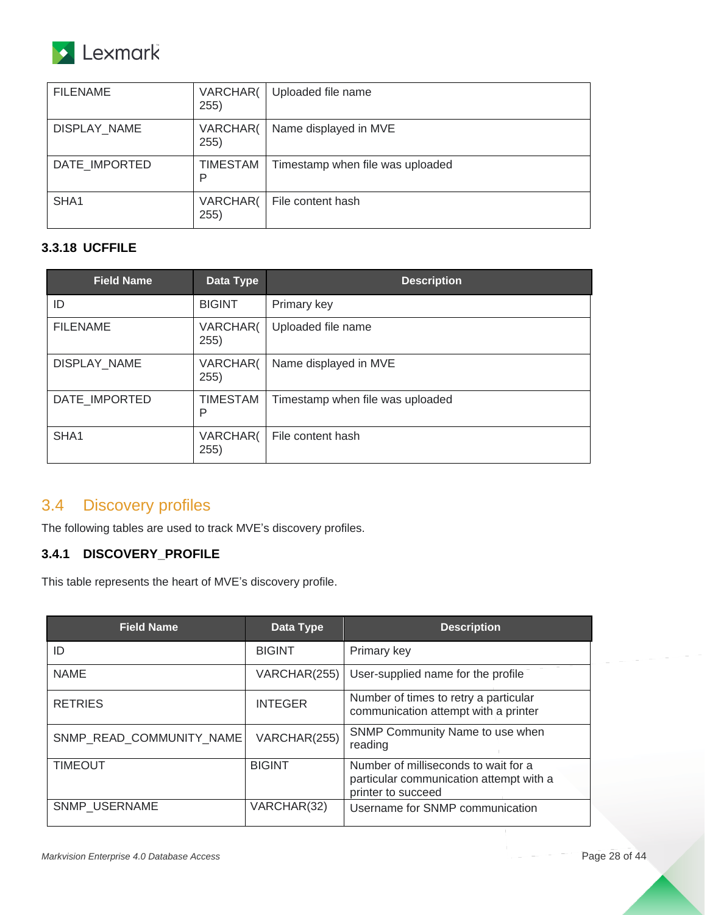| FILENAME | VARCHAR(255) | Uploaded file name |
|---|---|---|
| DISPLAY_NAME | VARCHAR(255) | Name displayed in MVE |
| DATE_IMPORTED | TIMESTAMP | Timestamp when file was uploaded |
| SHA1 | VARCHAR(255) | File content hash |

### 3.3.18 UCFFILE

| Field Name | Data Type | Description |
|---|---|---|
| ID | BIGINT | Primary key |
| FILENAME | VARCHAR(255) | Uploaded file name |
| DISPLAY_NAME | VARCHAR(255) | Name displayed in MVE |
| DATE_IMPORTED | TIMESTAMP | Timestamp when file was uploaded |
| SHA1 | VARCHAR(255) | File content hash |

## 3.4 Discovery profiles

The following tables are used to track MVE's discovery profiles.

### 3.4.1 DISCOVERY_PROFILE

This table represents the heart of MVE's discovery profile.

| Field Name | Data Type | Description |
|---|---|---|
| ID | BIGINT | Primary key |
| NAME | VARCHAR(255) | User-supplied name for the profile |
| RETRIES | INTEGER | Number of times to retry a particular communication attempt with a printer |
| SNMP_READ_COMMUNITY_NAME | VARCHAR(255) | SNMP Community Name to use when reading |
| TIMEOUT | BIGINT | Number of milliseconds to wait for a particular communication attempt with a printer to succeed |
| SNMP_USERNAME | VARCHAR(32) | Username for SNMP communication |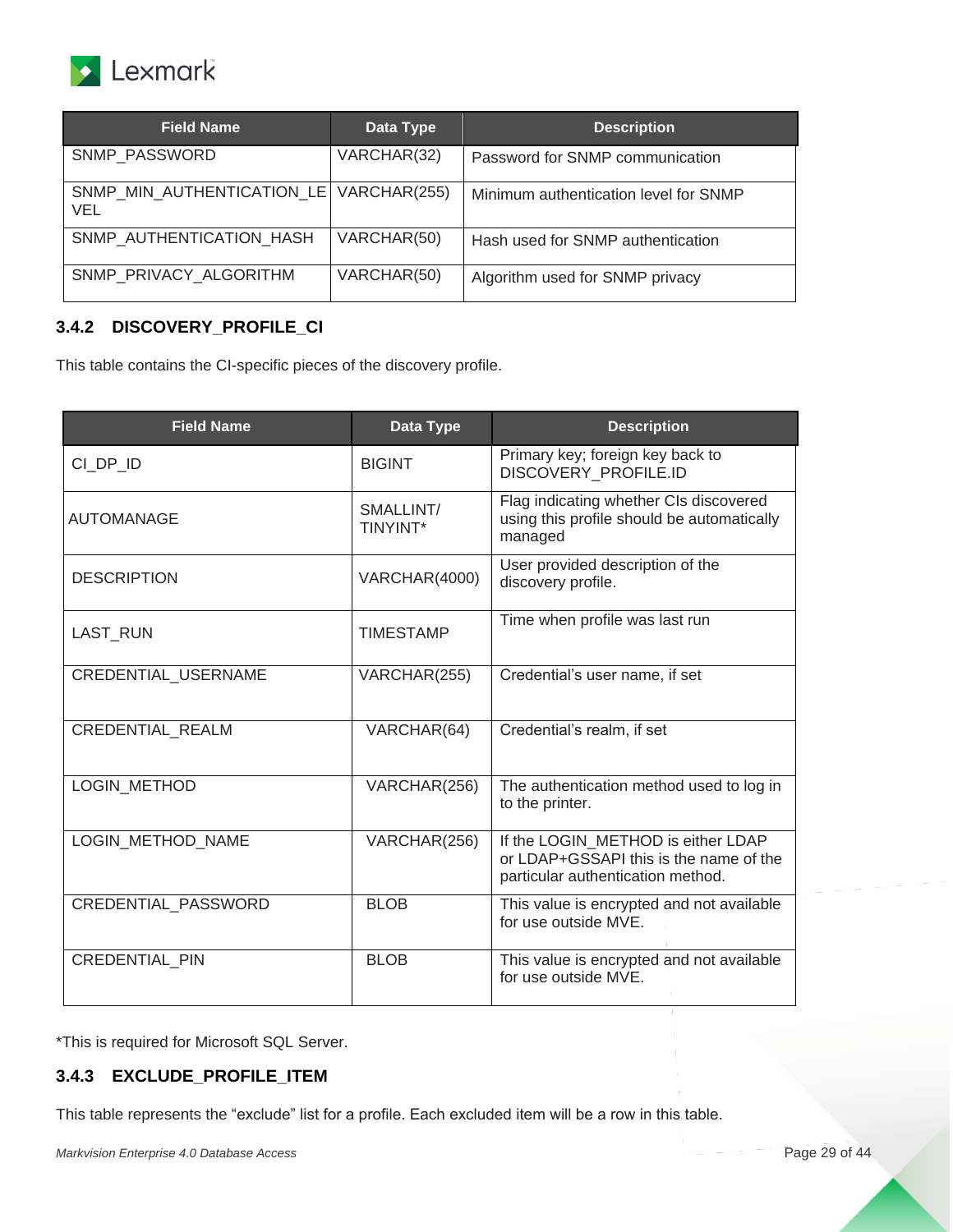| Field Name | Data Type | Description |
|---|---|---|
| SNMP_PASSWORD | VARCHAR(32) | Password for SNMP communication |
| SNMP_MIN_AUTHENTICATION_LEVEL | VARCHAR(255) | Minimum authentication level for SNMP |
| SNMP_AUTHENTICATION_HASH | VARCHAR(50) | Hash used for SNMP authentication |
| SNMP_PRIVACY_ALGORITHM | VARCHAR(50) | Algorithm used for SNMP privacy |

### 3.4.2 DISCOVERY_PROFILE_CI

This table contains the CI-specific pieces of the discovery profile.

| Field Name | Data Type | Description |
|---|---|---|
| CI_DP_ID | BIGINT | Primary key; foreign key back to DISCOVERY_PROFILE.ID |
| AUTOMANAGE | SMALLINT/ TINYINT* | Flag indicating whether CIs discovered using this profile should be automatically managed |
| DESCRIPTION | VARCHAR(4000) | User provided description of the discovery profile. |
| LAST_RUN | TIMESTAMP | Time when profile was last run |
| CREDENTIAL_USERNAME | VARCHAR(255) | Credential's user name, if set |
| CREDENTIAL_REALM | VARCHAR(64) | Credential's realm, if set |
| LOGIN_METHOD | VARCHAR(256) | The authentication method used to log in to the printer. |
| LOGIN_METHOD_NAME | VARCHAR(256) | If the LOGIN_METHOD is either LDAP or LDAP+GSSAPI this is the name of the particular authentication method. |
| CREDENTIAL_PASSWORD | BLOB | This value is encrypted and not available for use outside MVE. |
| CREDENTIAL_PIN | BLOB | This value is encrypted and not available for use outside MVE. |

*This is required for Microsoft SQL Server.

### 3.4.3 EXCLUDE_PROFILE_ITEM

This table represents the "exclude" list for a profile. Each excluded item will be a row in this table.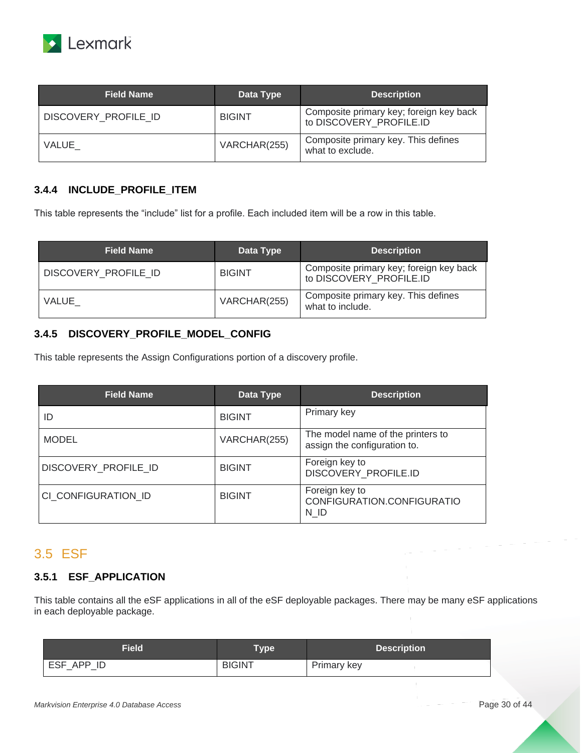| Field Name | Data Type | Description |
|---|---|---|
| DISCOVERY_PROFILE_ID | BIGINT | Composite primary key; foreign key back to DISCOVERY_PROFILE.ID |
| VALUE_ | VARCHAR(255) | Composite primary key. This defines what to exclude. |

### 3.4.4 INCLUDE_PROFILE_ITEM

This table represents the "include" list for a profile. Each included item will be a row in this table.

| Field Name | Data Type | Description |
|---|---|---|
| DISCOVERY_PROFILE_ID | BIGINT | Composite primary key; foreign key back to DISCOVERY_PROFILE.ID |
| VALUE_ | VARCHAR(255) | Composite primary key. This defines what to include. |

### 3.4.5 DISCOVERY_PROFILE_MODEL_CONFIG

This table represents the Assign Configurations portion of a discovery profile.

| Field Name | Data Type | Description |
|---|---|---|
| ID | BIGINT | Primary key |
| MODEL | VARCHAR(255) | The model name of the printers to assign the configuration to. |
| DISCOVERY_PROFILE_ID | BIGINT | Foreign key to DISCOVERY_PROFILE.ID |
| CI_CONFIGURATION_ID | BIGINT | Foreign key to CONFIGURATION.CONFIGURATION_ID |

## 3.5 ESF

### 3.5.1 ESF_APPLICATION

This table contains all the eSF applications in all of the eSF deployable packages. There may be many eSF applications in each deployable package.

| Field | Type | Description |
|---|---|---|
| ESF_APP_ID | BIGINT | Primary key |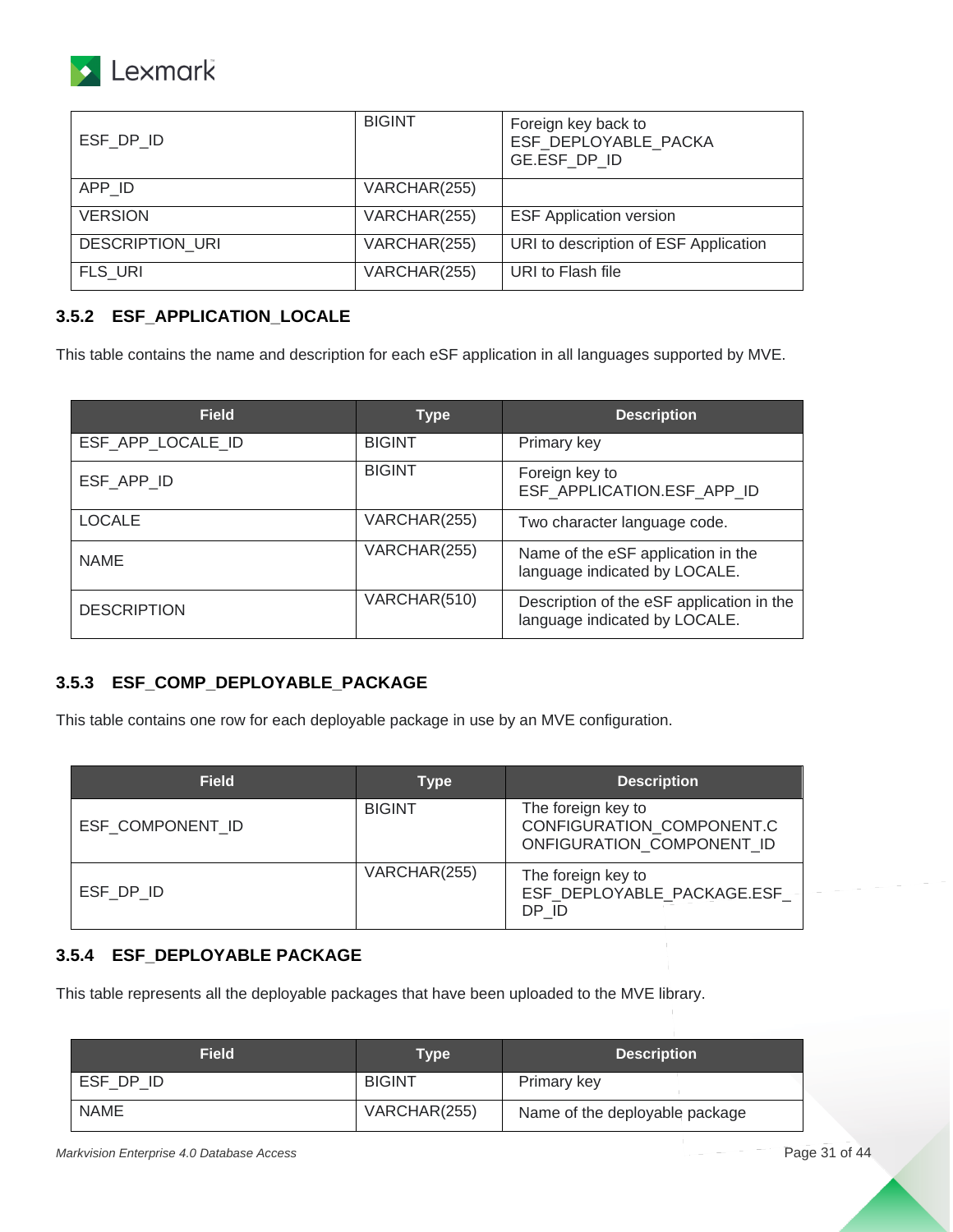| | | |
|---|---|---|
| ESF_DP_ID | BIGINT | Foreign key back to ESF_DEPLOYABLE_PACKAGE.ESF_DP_ID |
| APP_ID | VARCHAR(255) | |
| VERSION | VARCHAR(255) | ESF Application version |
| DESCRIPTION_URI | VARCHAR(255) | URI to description of ESF Application |
| FLS_URI | VARCHAR(255) | URI to Flash file |

### 3.5.2 ESF_APPLICATION_LOCALE

This table contains the name and description for each eSF application in all languages supported by MVE.

| Field | Type | Description |
|---|---|---|
| ESF_APP_LOCALE_ID | BIGINT | Primary key |
| ESF_APP_ID | BIGINT | Foreign key to ESF_APPLICATION.ESF_APP_ID |
| LOCALE | VARCHAR(255) | Two character language code. |
| NAME | VARCHAR(255) | Name of the eSF application in the language indicated by LOCALE. |
| DESCRIPTION | VARCHAR(510) | Description of the eSF application in the language indicated by LOCALE. |

### 3.5.3 ESF_COMP_DEPLOYABLE_PACKAGE

This table contains one row for each deployable package in use by an MVE configuration.

| Field | Type | Description |
|---|---|---|
| ESF_COMPONENT_ID | BIGINT | The foreign key to CONFIGURATION_COMPONENT.CONFIGURATION_COMPONENT_ID |
| ESF_DP_ID | VARCHAR(255) | The foreign key to ESF_DEPLOYABLE_PACKAGE.ESF_DP_ID |

### 3.5.4 ESF_DEPLOYABLE PACKAGE

This table represents all the deployable packages that have been uploaded to the MVE library.

| Field | Type | Description |
|---|---|---|
| ESF_DP_ID | BIGINT | Primary key |
| NAME | VARCHAR(255) | Name of the deployable package |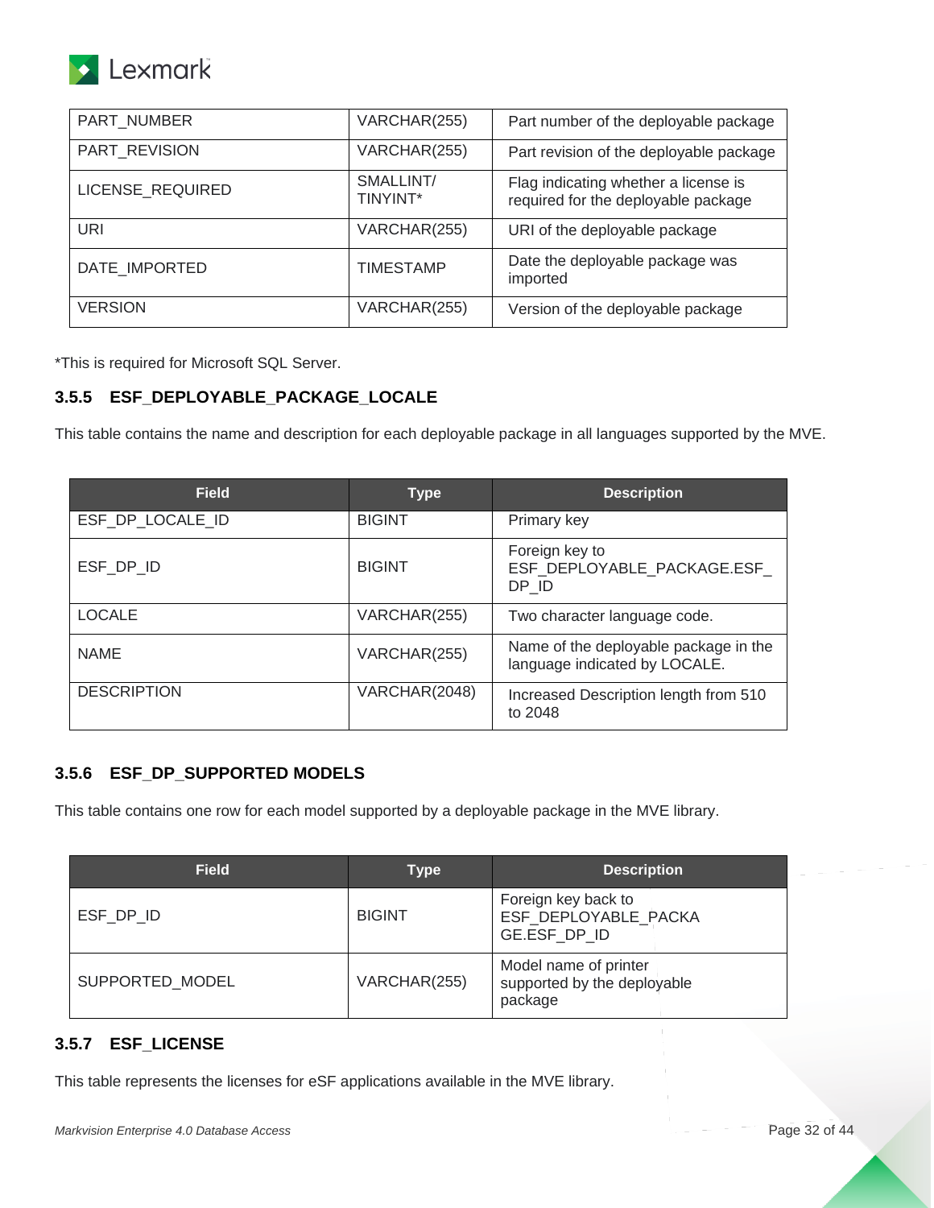| PART_NUMBER | VARCHAR(255) | Part number of the deployable package |
|---|---|---|
| PART_REVISION | VARCHAR(255) | Part revision of the deployable package |
| LICENSE_REQUIRED | SMALLINT/ TINYINT* | Flag indicating whether a license is required for the deployable package |
| URI | VARCHAR(255) | URI of the deployable package |
| DATE_IMPORTED | TIMESTAMP | Date the deployable package was imported |
| VERSION | VARCHAR(255) | Version of the deployable package |

*This is required for Microsoft SQL Server.

### 3.5.5 ESF_DEPLOYABLE_PACKAGE_LOCALE

This table contains the name and description for each deployable package in all languages supported by the MVE.

| Field | Type | Description |
|---|---|---|
| ESF_DP_LOCALE_ID | BIGINT | Primary key |
| ESF_DP_ID | BIGINT | Foreign key to ESF_DEPLOYABLE_PACKAGE.ESF_DP_ID |
| LOCALE | VARCHAR(255) | Two character language code. |
| NAME | VARCHAR(255) | Name of the deployable package in the language indicated by LOCALE. |
| DESCRIPTION | VARCHAR(2048) | Increased Description length from 510 to 2048 |

### 3.5.6 ESF_DP_SUPPORTED MODELS

This table contains one row for each model supported by a deployable package in the MVE library.

| Field | Type | Description |
|---|---|---|
| ESF_DP_ID | BIGINT | Foreign key back to ESF_DEPLOYABLE_PACKAGE.ESF_DP_ID |
| SUPPORTED_MODEL | VARCHAR(255) | Model name of printer supported by the deployable package |

### 3.5.7 ESF_LICENSE

This table represents the licenses for eSF applications available in the MVE library.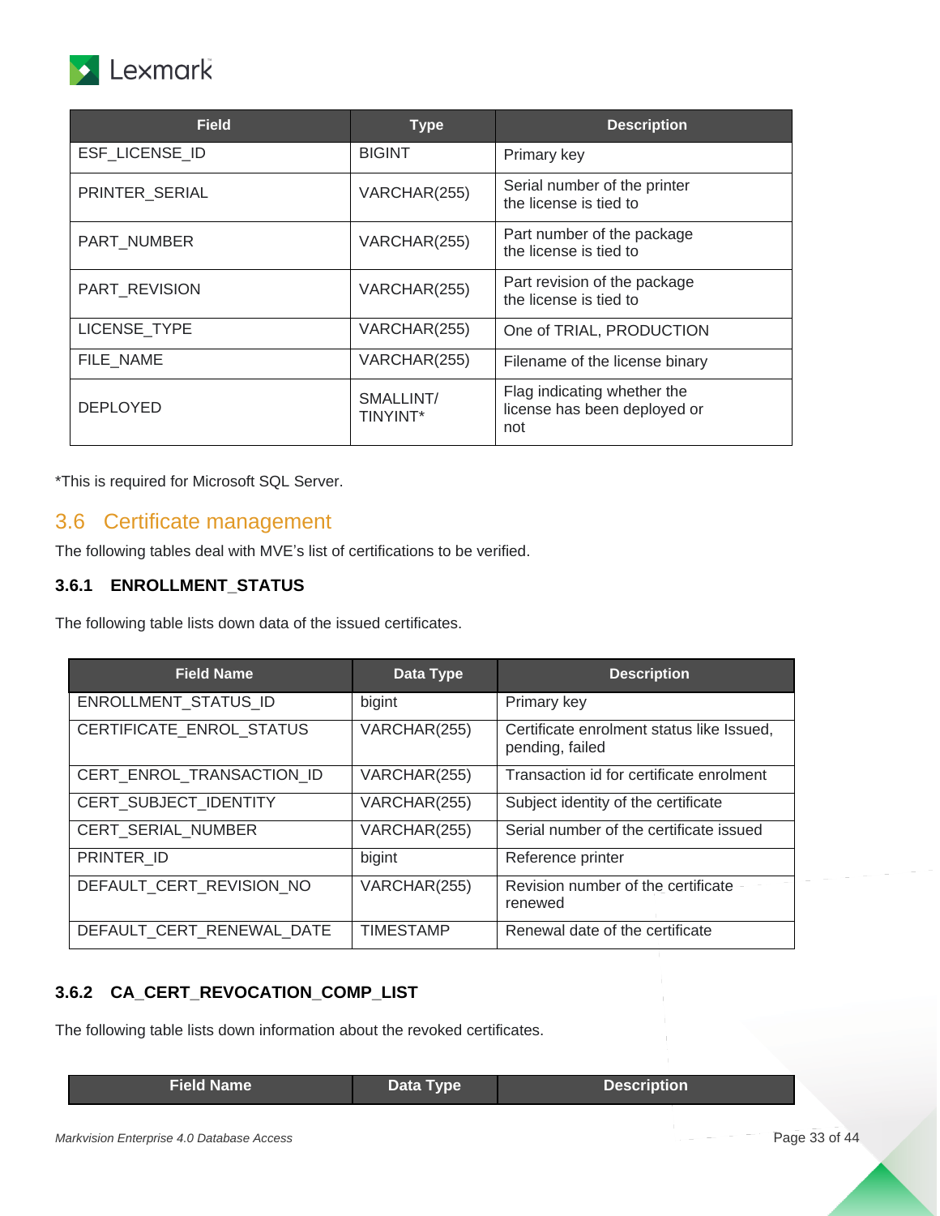| Field | Type | Description |
|---|---|---|
| ESF_LICENSE_ID | BIGINT | Primary key |
| PRINTER_SERIAL | VARCHAR(255) | Serial number of the printer the license is tied to |
| PART_NUMBER | VARCHAR(255) | Part number of the package the license is tied to |
| PART_REVISION | VARCHAR(255) | Part revision of the package the license is tied to |
| LICENSE_TYPE | VARCHAR(255) | One of TRIAL, PRODUCTION |
| FILE_NAME | VARCHAR(255) | Filename of the license binary |
| DEPLOYED | SMALLINT/ TINYINT* | Flag indicating whether the license has been deployed or not |

*This is required for Microsoft SQL Server.

## 3.6 Certificate management

The following tables deal with MVE's list of certifications to be verified.

### 3.6.1 ENROLLMENT_STATUS

The following table lists down data of the issued certificates.

| Field Name | Data Type | Description |
|---|---|---|
| ENROLLMENT_STATUS_ID | bigint | Primary key |
| CERTIFICATE_ENROL_STATUS | VARCHAR(255) | Certificate enrolment status like Issued, pending, failed |
| CERT_ENROL_TRANSACTION_ID | VARCHAR(255) | Transaction id for certificate enrolment |
| CERT_SUBJECT_IDENTITY | VARCHAR(255) | Subject identity of the certificate |
| CERT_SERIAL_NUMBER | VARCHAR(255) | Serial number of the certificate issued |
| PRINTER_ID | bigint | Reference printer |
| DEFAULT_CERT_REVISION_NO | VARCHAR(255) | Revision number of the certificate renewed |
| DEFAULT_CERT_RENEWAL_DATE | TIMESTAMP | Renewal date of the certificate |

### 3.6.2 CA_CERT_REVOCATION_COMP_LIST

The following table lists down information about the revoked certificates.

| Field Name | Data Type | Description |
|---|---|---|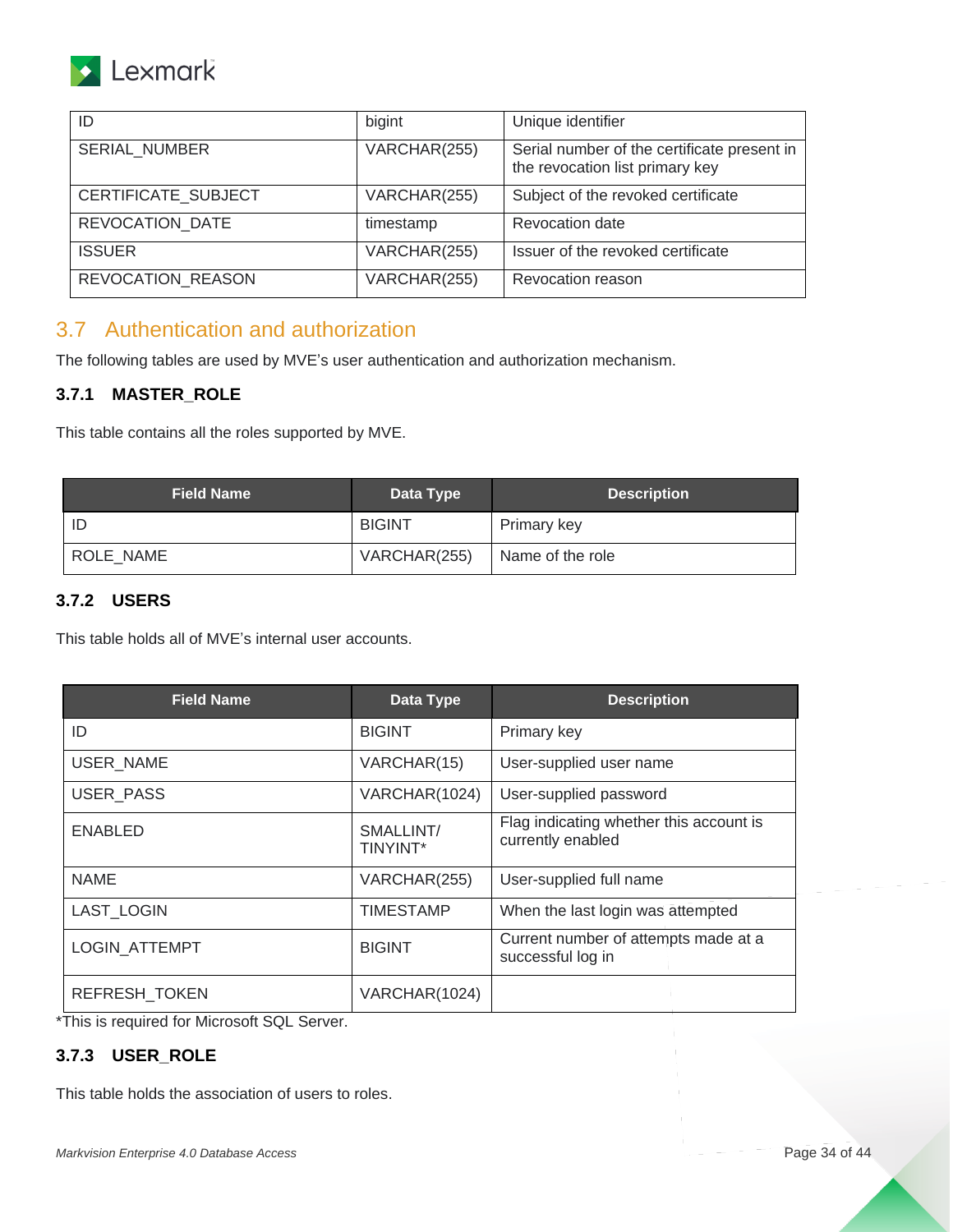| ID | bigint | Unique identifier |
|---|---|---|
| SERIAL_NUMBER | VARCHAR(255) | Serial number of the certificate present in the revocation list primary key |
| CERTIFICATE_SUBJECT | VARCHAR(255) | Subject of the revoked certificate |
| REVOCATION_DATE | timestamp | Revocation date |
| ISSUER | VARCHAR(255) | Issuer of the revoked certificate |
| REVOCATION_REASON | VARCHAR(255) | Revocation reason |

## 3.7 Authentication and authorization

The following tables are used by MVE's user authentication and authorization mechanism.

### 3.7.1 MASTER_ROLE

This table contains all the roles supported by MVE.

| Field Name | Data Type | Description |
|---|---|---|
| ID | BIGINT | Primary key |
| ROLE_NAME | VARCHAR(255) | Name of the role |

### 3.7.2 USERS

This table holds all of MVE's internal user accounts.

| Field Name | Data Type | Description |
|---|---|---|
| ID | BIGINT | Primary key |
| USER_NAME | VARCHAR(15) | User-supplied user name |
| USER_PASS | VARCHAR(1024) | User-supplied password |
| ENABLED | SMALLINT/ TINYINT* | Flag indicating whether this account is currently enabled |
| NAME | VARCHAR(255) | User-supplied full name |
| LAST_LOGIN | TIMESTAMP | When the last login was attempted |
| LOGIN_ATTEMPT | BIGINT | Current number of attempts made at a successful log in |
| REFRESH_TOKEN | VARCHAR(1024) | |

*This is required for Microsoft SQL Server.

### 3.7.3 USER_ROLE

This table holds the association of users to roles.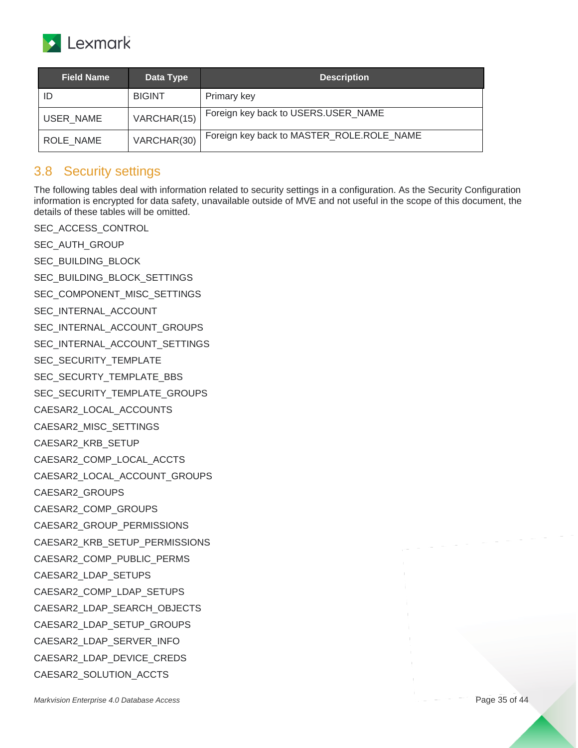| Field Name | Data Type | Description |
| --- | --- | --- |
| ID | BIGINT | Primary key |
| USER_NAME | VARCHAR(15) | Foreign key back to USERS.USER_NAME |
| ROLE_NAME | VARCHAR(30) | Foreign key back to MASTER_ROLE.ROLE_NAME |

## 3.8 Security settings

The following tables deal with information related to security settings in a configuration. As the Security Configuration information is encrypted for data safety, unavailable outside of MVE and not useful in the scope of this document, the details of these tables will be omitted.

SEC_ACCESS_CONTROL

SEC_AUTH_GROUP

SEC_BUILDING_BLOCK

SEC_BUILDING_BLOCK_SETTINGS

SEC_COMPONENT_MISC_SETTINGS

SEC_INTERNAL_ACCOUNT

SEC_INTERNAL_ACCOUNT_GROUPS

SEC_INTERNAL_ACCOUNT_SETTINGS

SEC_SECURITY_TEMPLATE

SEC_SECURTY_TEMPLATE_BBS

SEC_SECURITY_TEMPLATE_GROUPS

CAESAR2_LOCAL_ACCOUNTS

CAESAR2_MISC_SETTINGS

CAESAR2_KRB_SETUP

CAESAR2_COMP_LOCAL_ACCTS

CAESAR2_LOCAL_ACCOUNT_GROUPS

CAESAR2_GROUPS

CAESAR2_COMP_GROUPS

CAESAR2_GROUP_PERMISSIONS

CAESAR2_KRB_SETUP_PERMISSIONS

CAESAR2_COMP_PUBLIC_PERMS

CAESAR2_LDAP_SETUPS

CAESAR2_COMP_LDAP_SETUPS

CAESAR2_LDAP_SEARCH_OBJECTS

CAESAR2_LDAP_SETUP_GROUPS

CAESAR2_LDAP_SERVER_INFO

CAESAR2_LDAP_DEVICE_CREDS

CAESAR2_SOLUTION_ACCTS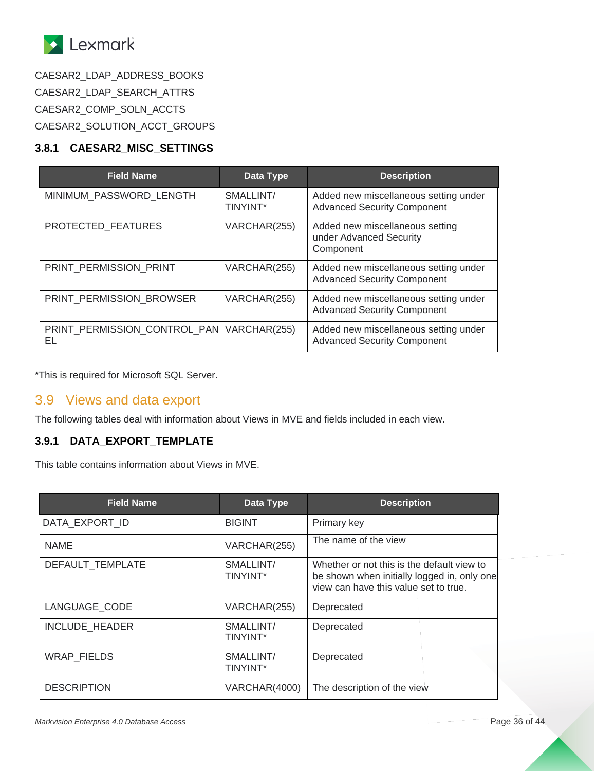CAESAR2_LDAP_ADDRESS_BOOKS

CAESAR2_LDAP_SEARCH_ATTRS

CAESAR2_COMP_SOLN_ACCTS

CAESAR2_SOLUTION_ACCT_GROUPS

### 3.8.1 CAESAR2_MISC_SETTINGS

| Field Name | Data Type | Description |
| --- | --- | --- |
| MINIMUM_PASSWORD_LENGTH | SMALLINT/ TINYINT* | Added new miscellaneous setting under Advanced Security Component |
| PROTECTED_FEATURES | VARCHAR(255) | Added new miscellaneous setting under Advanced Security Component |
| PRINT_PERMISSION_PRINT | VARCHAR(255) | Added new miscellaneous setting under Advanced Security Component |
| PRINT_PERMISSION_BROWSER | VARCHAR(255) | Added new miscellaneous setting under Advanced Security Component |
| PRINT_PERMISSION_CONTROL_PANEL | VARCHAR(255) | Added new miscellaneous setting under Advanced Security Component |

*This is required for Microsoft SQL Server.

## 3.9 Views and data export

The following tables deal with information about Views in MVE and fields included in each view.

### 3.9.1 DATA_EXPORT_TEMPLATE

This table contains information about Views in MVE.

| Field Name | Data Type | Description |
| --- | --- | --- |
| DATA_EXPORT_ID | BIGINT | Primary key |
| NAME | VARCHAR(255) | The name of the view |
| DEFAULT_TEMPLATE | SMALLINT/ TINYINT* | Whether or not this is the default view to be shown when initially logged in, only one view can have this value set to true. |
| LANGUAGE_CODE | VARCHAR(255) | Deprecated |
| INCLUDE_HEADER | SMALLINT/ TINYINT* | Deprecated |
| WRAP_FIELDS | SMALLINT/ TINYINT* | Deprecated |
| DESCRIPTION | VARCHAR(4000) | The description of the view |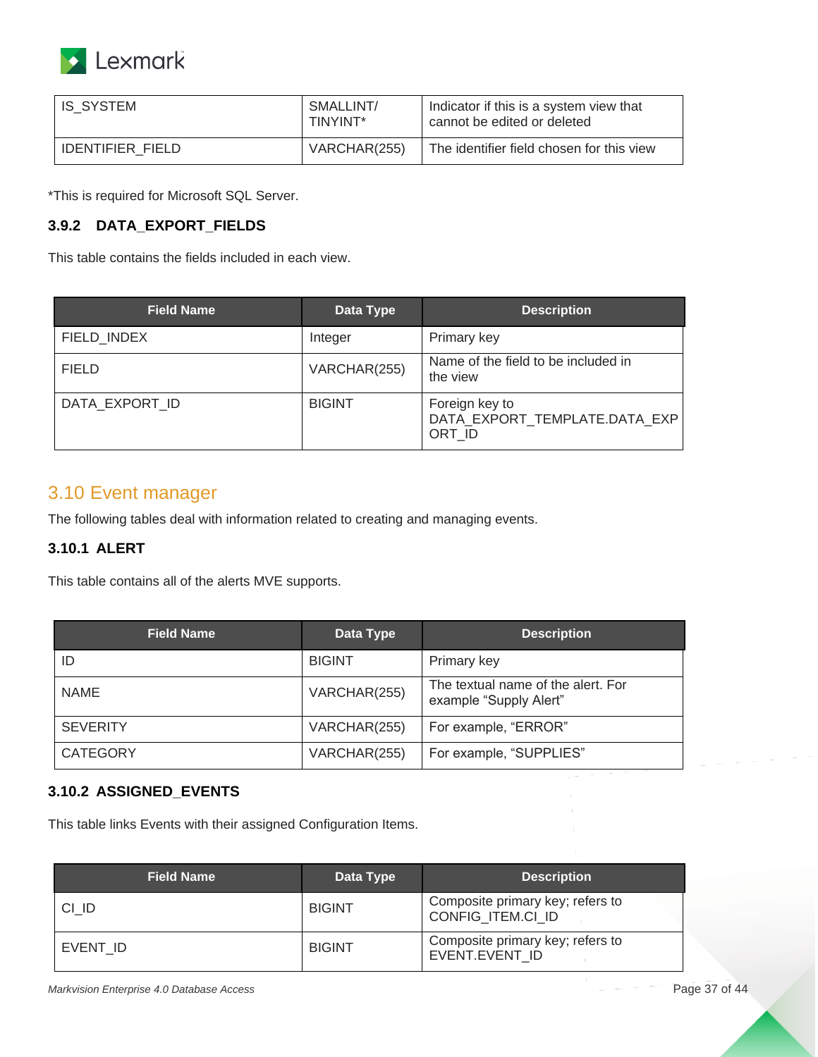| IS_SYSTEM | SMALLINT/ TINYINT* | Indicator if this is a system view that cannot be edited or deleted |
| --- | --- | --- |
| IDENTIFIER_FIELD | VARCHAR(255) | The identifier field chosen for this view |

*This is required for Microsoft SQL Server.

### 3.9.2 DATA_EXPORT_FIELDS

This table contains the fields included in each view.

| Field Name | Data Type | Description |
| --- | --- | --- |
| FIELD_INDEX | Integer | Primary key |
| FIELD | VARCHAR(255) | Name of the field to be included in the view |
| DATA_EXPORT_ID | BIGINT | Foreign key to DATA_EXPORT_TEMPLATE.DATA_EXPORT_ID |

## 3.10 Event manager

The following tables deal with information related to creating and managing events.

### 3.10.1 ALERT

This table contains all of the alerts MVE supports.

| Field Name | Data Type | Description |
| --- | --- | --- |
| ID | BIGINT | Primary key |
| NAME | VARCHAR(255) | The textual name of the alert. For example “Supply Alert” |
| SEVERITY | VARCHAR(255) | For example, “ERROR” |
| CATEGORY | VARCHAR(255) | For example, “SUPPLIES” |

### 3.10.2 ASSIGNED_EVENTS

This table links Events with their assigned Configuration Items.

| Field Name | Data Type | Description |
| --- | --- | --- |
| CI_ID | BIGINT | Composite primary key; refers to CONFIG_ITEM.CI_ID |
| EVENT_ID | BIGINT | Composite primary key; refers to EVENT.EVENT_ID |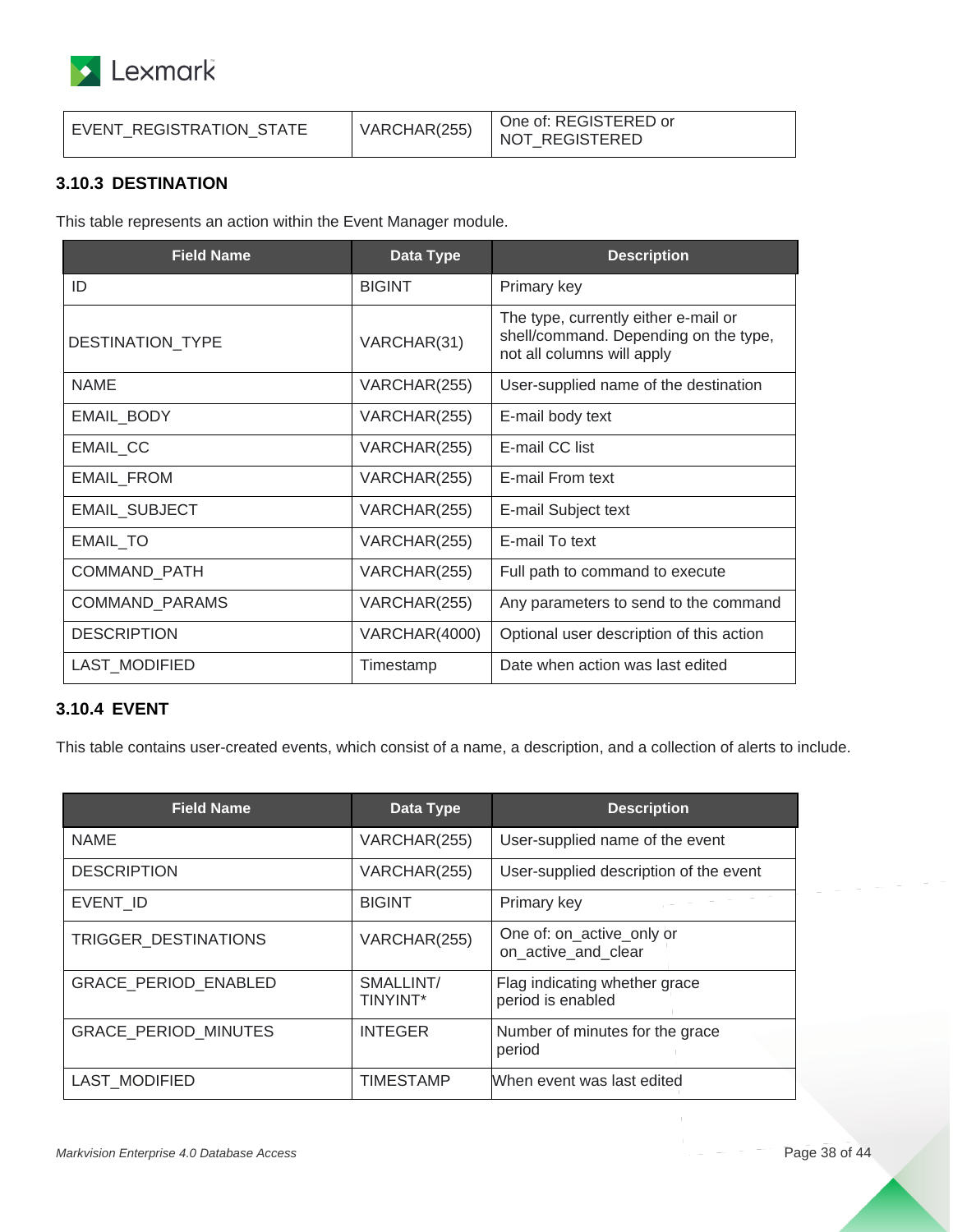| EVENT_REGISTRATION_STATE | VARCHAR(255) | One of: REGISTERED or NOT_REGISTERED |
|---|---|---|

### 3.10.3 DESTINATION

This table represents an action within the Event Manager module.

| Field Name | Data Type | Description |
|---|---|---|
| ID | BIGINT | Primary key |
| DESTINATION_TYPE | VARCHAR(31) | The type, currently either e-mail or shell/command. Depending on the type, not all columns will apply |
| NAME | VARCHAR(255) | User-supplied name of the destination |
| EMAIL_BODY | VARCHAR(255) | E-mail body text |
| EMAIL_CC | VARCHAR(255) | E-mail CC list |
| EMAIL_FROM | VARCHAR(255) | E-mail From text |
| EMAIL_SUBJECT | VARCHAR(255) | E-mail Subject text |
| EMAIL_TO | VARCHAR(255) | E-mail To text |
| COMMAND_PATH | VARCHAR(255) | Full path to command to execute |
| COMMAND_PARAMS | VARCHAR(255) | Any parameters to send to the command |
| DESCRIPTION | VARCHAR(4000) | Optional user description of this action |
| LAST_MODIFIED | Timestamp | Date when action was last edited |

### 3.10.4 EVENT

This table contains user-created events, which consist of a name, a description, and a collection of alerts to include.

| Field Name | Data Type | Description |
|---|---|---|
| NAME | VARCHAR(255) | User-supplied name of the event |
| DESCRIPTION | VARCHAR(255) | User-supplied description of the event |
| EVENT_ID | BIGINT | Primary key |
| TRIGGER_DESTINATIONS | VARCHAR(255) | One of: on_active_only or on_active_and_clear |
| GRACE_PERIOD_ENABLED | SMALLINT/ TINYINT* | Flag indicating whether grace period is enabled |
| GRACE_PERIOD_MINUTES | INTEGER | Number of minutes for the grace period |
| LAST_MODIFIED | TIMESTAMP | When event was last edited |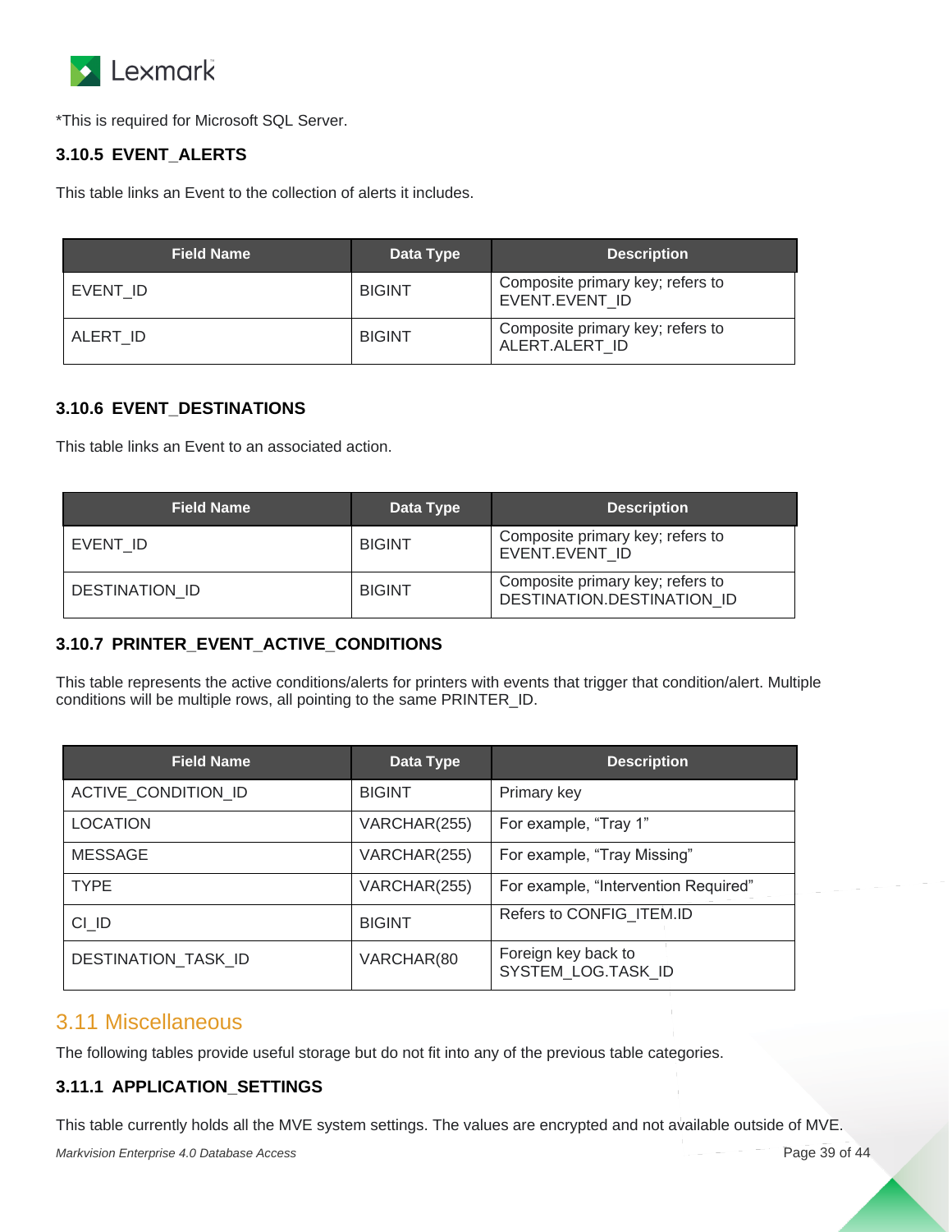*This is required for Microsoft SQL Server.

### 3.10.5 EVENT_ALERTS

This table links an Event to the collection of alerts it includes.

| Field Name | Data Type | Description |
|---|---|---|
| EVENT_ID | BIGINT | Composite primary key; refers to EVENT.EVENT_ID |
| ALERT_ID | BIGINT | Composite primary key; refers to ALERT.ALERT_ID |

### 3.10.6 EVENT_DESTINATIONS

This table links an Event to an associated action.

| Field Name | Data Type | Description |
|---|---|---|
| EVENT_ID | BIGINT | Composite primary key; refers to EVENT.EVENT_ID |
| DESTINATION_ID | BIGINT | Composite primary key; refers to DESTINATION.DESTINATION_ID |

### 3.10.7 PRINTER_EVENT_ACTIVE_CONDITIONS

This table represents the active conditions/alerts for printers with events that trigger that condition/alert. Multiple conditions will be multiple rows, all pointing to the same PRINTER_ID.

| Field Name | Data Type | Description |
|---|---|---|
| ACTIVE_CONDITION_ID | BIGINT | Primary key |
| LOCATION | VARCHAR(255) | For example, “Tray 1” |
| MESSAGE | VARCHAR(255) | For example, “Tray Missing” |
| TYPE | VARCHAR(255) | For example, “Intervention Required” |
| CI_ID | BIGINT | Refers to CONFIG_ITEM.ID |
| DESTINATION_TASK_ID | VARCHAR(80 | Foreign key back to SYSTEM_LOG.TASK_ID |

## 3.11 Miscellaneous

The following tables provide useful storage but do not fit into any of the previous table categories.

### 3.11.1 APPLICATION_SETTINGS

This table currently holds all the MVE system settings. The values are encrypted and not available outside of MVE.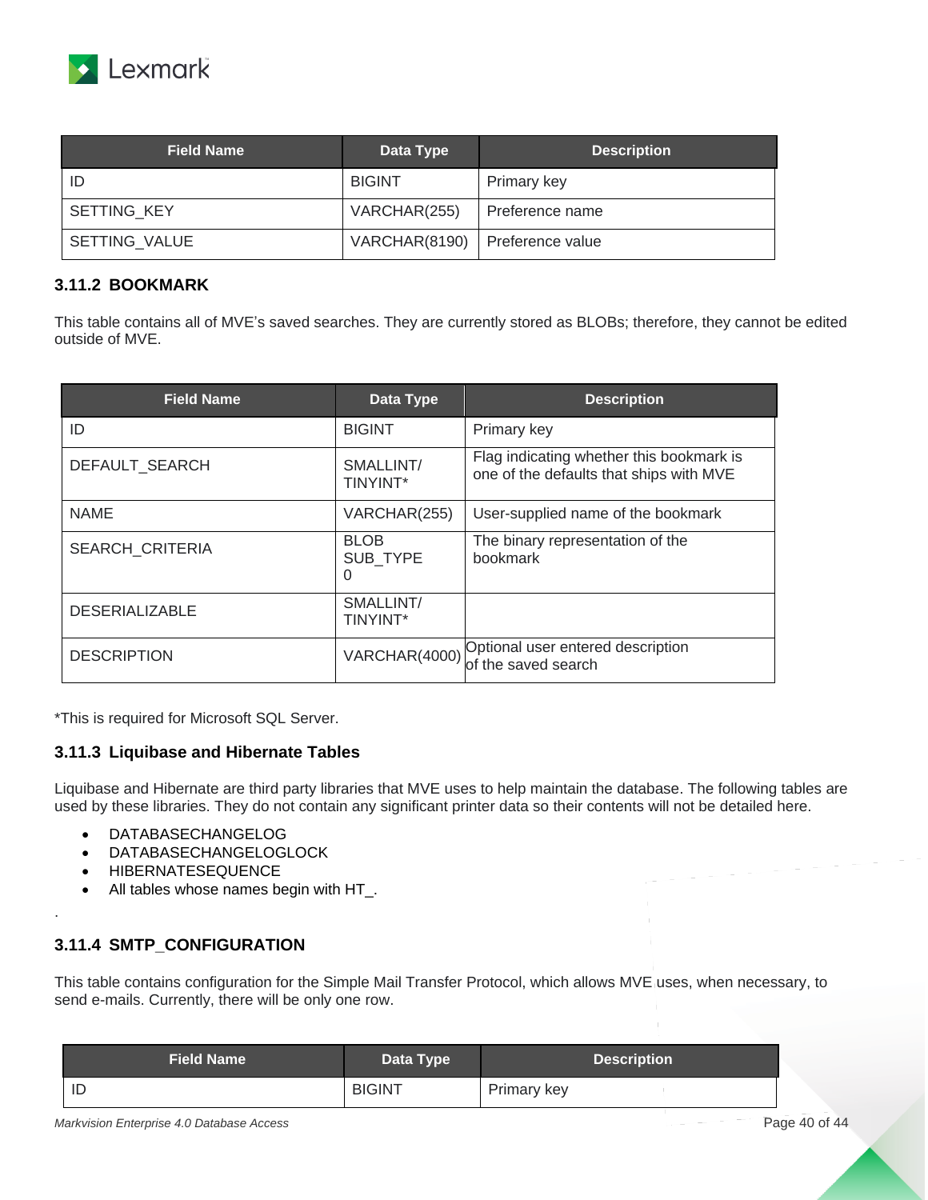| Field Name | Data Type | Description |
| --- | --- | --- |
| ID | BIGINT | Primary key |
| SETTING_KEY | VARCHAR(255) | Preference name |
| SETTING_VALUE | VARCHAR(8190) | Preference value |

### 3.11.2 BOOKMARK

This table contains all of MVE's saved searches. They are currently stored as BLOBs; therefore, they cannot be edited outside of MVE.

| Field Name | Data Type | Description |
| --- | --- | --- |
| ID | BIGINT | Primary key |
| DEFAULT_SEARCH | SMALLINT/ TINYINT* | Flag indicating whether this bookmark is one of the defaults that ships with MVE |
| NAME | VARCHAR(255) | User-supplied name of the bookmark |
| SEARCH_CRITERIA | BLOB SUB_TYPE 0 | The binary representation of the bookmark |
| DESERIALIZABLE | SMALLINT/ TINYINT* | |
| DESCRIPTION | VARCHAR(4000) | Optional user entered description of the saved search |

*This is required for Microsoft SQL Server.

### 3.11.3 Liquibase and Hibernate Tables

Liquibase and Hibernate are third party libraries that MVE uses to help maintain the database. The following tables are used by these libraries. They do not contain any significant printer data so their contents will not be detailed here.

- DATABASECHANGELOG
- DATABASECHANGELOGLOCK
- HIBERNATESEQUENCE
- All tables whose names begin with HT_.

.

### 3.11.4 SMTP_CONFIGURATION

This table contains configuration for the Simple Mail Transfer Protocol, which allows MVE uses, when necessary, to send e-mails. Currently, there will be only one row.

| Field Name | Data Type | Description |
| --- | --- | --- |
| ID | BIGINT | Primary key |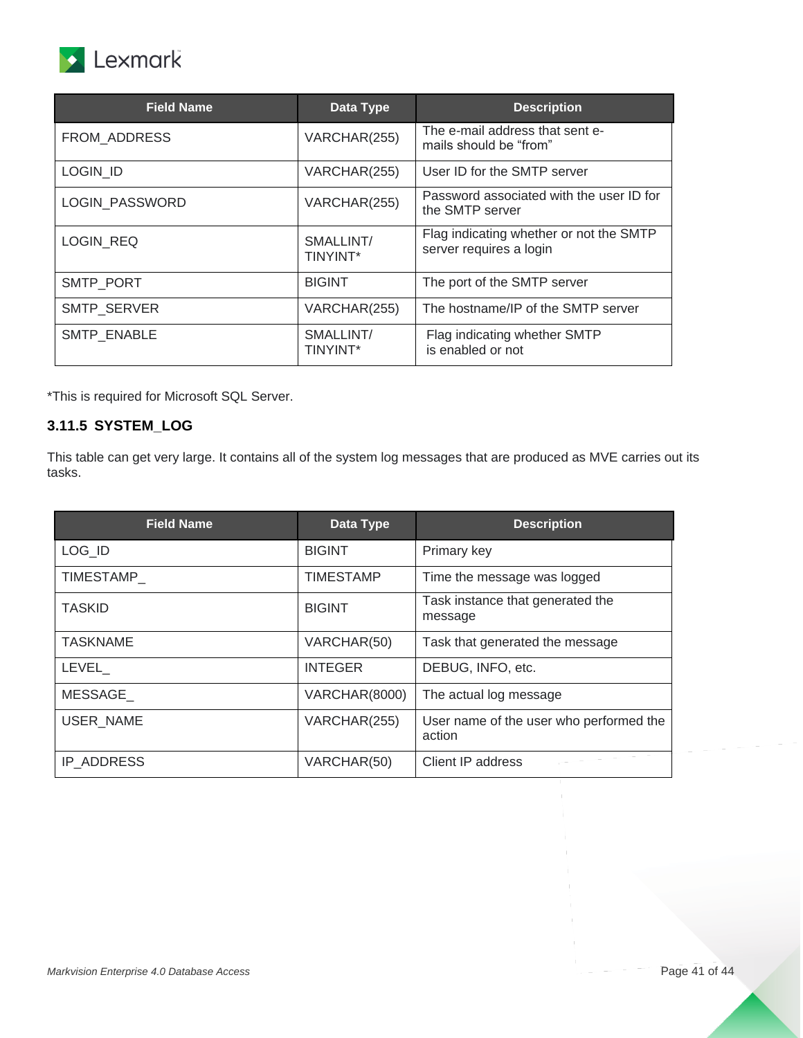| Field Name | Data Type | Description |
|---|---|---|
| FROM_ADDRESS | VARCHAR(255) | The e-mail address that sent e-mails should be "from" |
| LOGIN_ID | VARCHAR(255) | User ID for the SMTP server |
| LOGIN_PASSWORD | VARCHAR(255) | Password associated with the user ID for the SMTP server |
| LOGIN_REQ | SMALLINT/ TINYINT* | Flag indicating whether or not the SMTP server requires a login |
| SMTP_PORT | BIGINT | The port of the SMTP server |
| SMTP_SERVER | VARCHAR(255) | The hostname/IP of the SMTP server |
| SMTP_ENABLE | SMALLINT/ TINYINT* | Flag indicating whether SMTP is enabled or not |

*This is required for Microsoft SQL Server.

### 3.11.5 SYSTEM_LOG

This table can get very large. It contains all of the system log messages that are produced as MVE carries out its tasks.

| Field Name | Data Type | Description |
|---|---|---|
| LOG_ID | BIGINT | Primary key |
| TIMESTAMP_ | TIMESTAMP | Time the message was logged |
| TASKID | BIGINT | Task instance that generated the message |
| TASKNAME | VARCHAR(50) | Task that generated the message |
| LEVEL_ | INTEGER | DEBUG, INFO, etc. |
| MESSAGE_ | VARCHAR(8000) | The actual log message |
| USER_NAME | VARCHAR(255) | User name of the user who performed the action |
| IP_ADDRESS | VARCHAR(50) | Client IP address |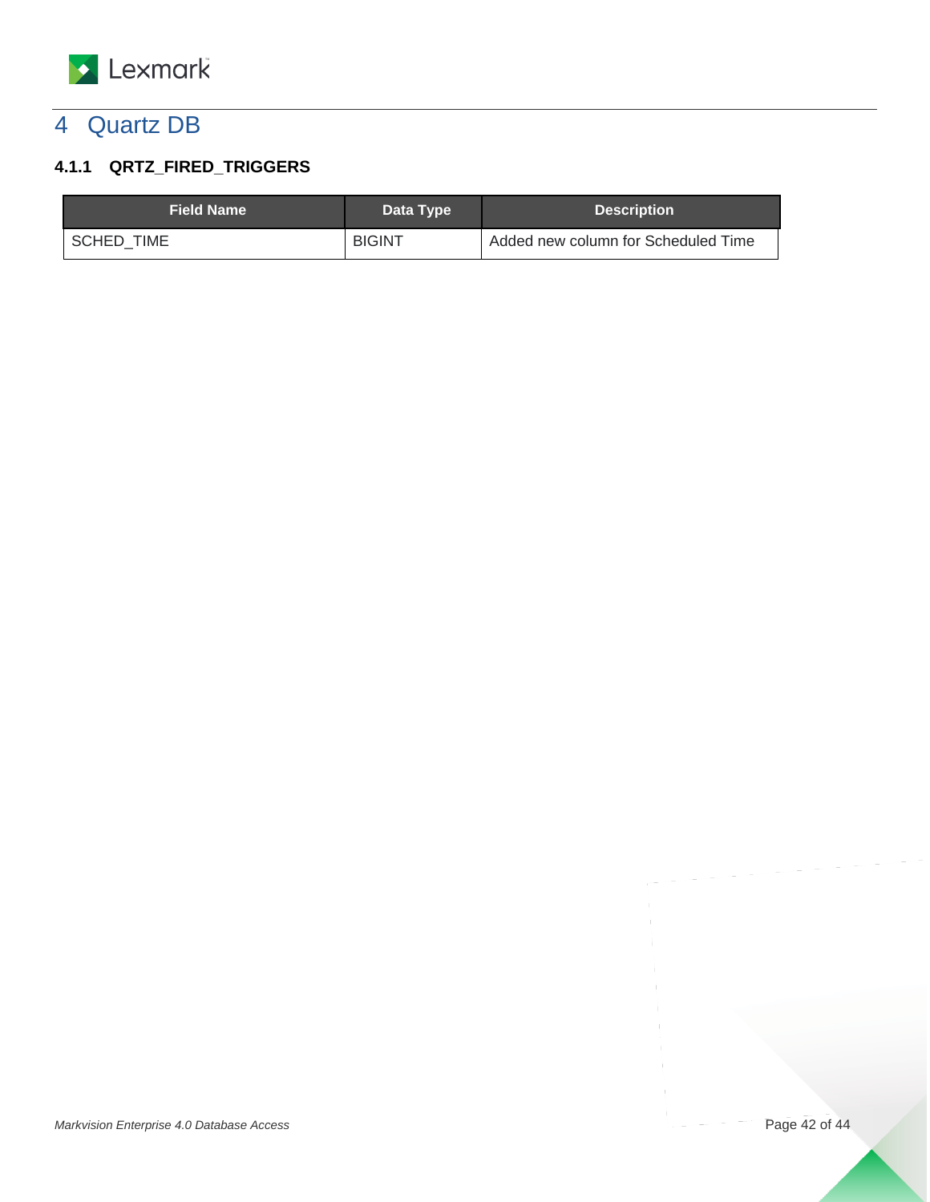# 4 Quartz DB

### 4.1.1 QRTZ_FIRED_TRIGGERS

| Field Name | Data Type | Description |
|---|---|---|
| SCHED_TIME | BIGINT | Added new column for Scheduled Time |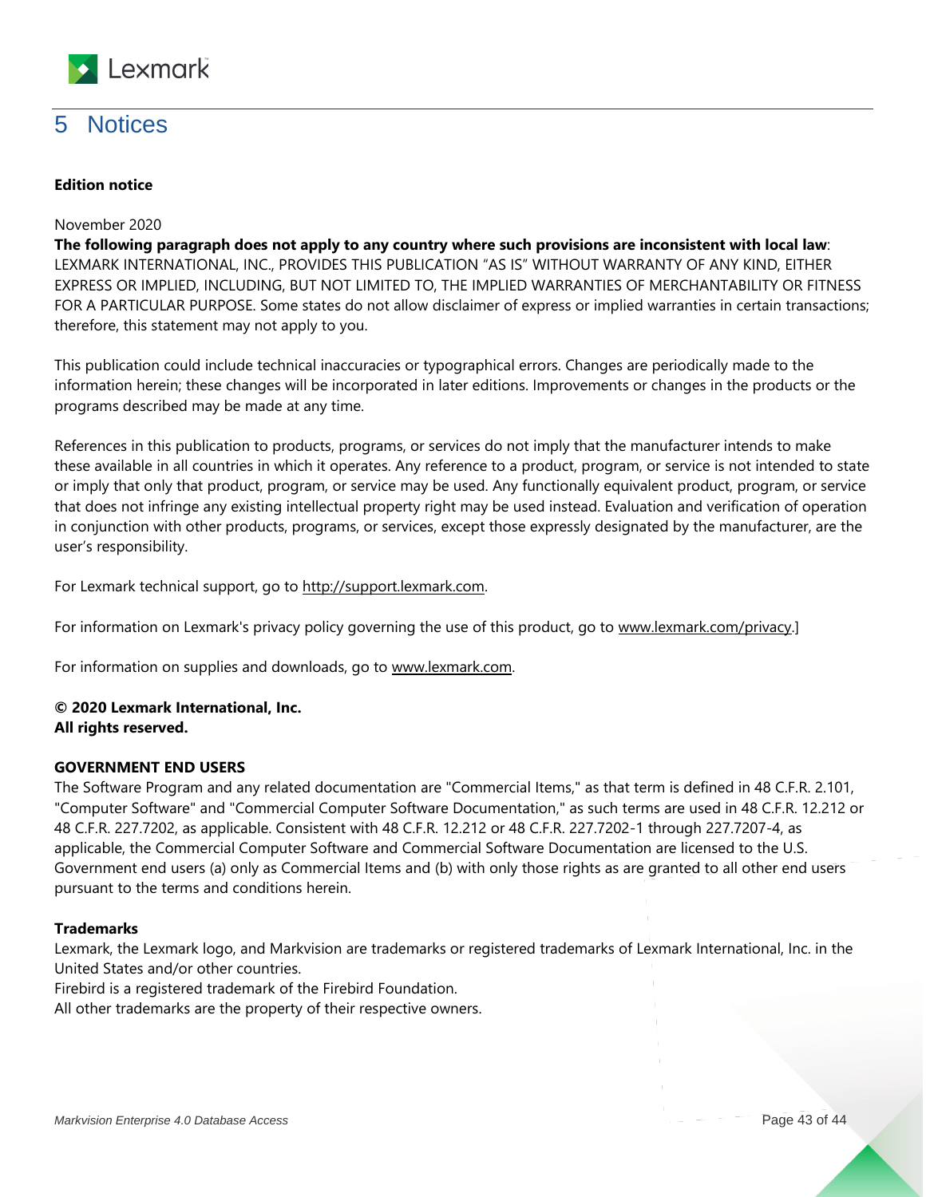# 5 Notices

**Edition notice**

November 2020

**The following paragraph does not apply to any country where such provisions are inconsistent with local law**: LEXMARK INTERNATIONAL, INC., PROVIDES THIS PUBLICATION "AS IS" WITHOUT WARRANTY OF ANY KIND, EITHER EXPRESS OR IMPLIED, INCLUDING, BUT NOT LIMITED TO, THE IMPLIED WARRANTIES OF MERCHANTABILITY OR FITNESS FOR A PARTICULAR PURPOSE. Some states do not allow disclaimer of express or implied warranties in certain transactions; therefore, this statement may not apply to you.

This publication could include technical inaccuracies or typographical errors. Changes are periodically made to the information herein; these changes will be incorporated in later editions. Improvements or changes in the products or the programs described may be made at any time.

References in this publication to products, programs, or services do not imply that the manufacturer intends to make these available in all countries in which it operates. Any reference to a product, program, or service is not intended to state or imply that only that product, program, or service may be used. Any functionally equivalent product, program, or service that does not infringe any existing intellectual property right may be used instead. Evaluation and verification of operation in conjunction with other products, programs, or services, except those expressly designated by the manufacturer, are the user's responsibility.

For Lexmark technical support, go to http://support.lexmark.com.

For information on Lexmark's privacy policy governing the use of this product, go to www.lexmark.com/privacy.]

For information on supplies and downloads, go to www.lexmark.com.

**© 2020 Lexmark International, Inc.**
**All rights reserved.**

**GOVERNMENT END USERS**

The Software Program and any related documentation are "Commercial Items," as that term is defined in 48 C.F.R. 2.101, "Computer Software" and "Commercial Computer Software Documentation," as such terms are used in 48 C.F.R. 12.212 or 48 C.F.R. 227.7202, as applicable. Consistent with 48 C.F.R. 12.212 or 48 C.F.R. 227.7202-1 through 227.7207-4, as applicable, the Commercial Computer Software and Commercial Software Documentation are licensed to the U.S. Government end users (a) only as Commercial Items and (b) with only those rights as are granted to all other end users pursuant to the terms and conditions herein.

**Trademarks**

Lexmark, the Lexmark logo, and Markvision are trademarks or registered trademarks of Lexmark International, Inc. in the United States and/or other countries.

Firebird is a registered trademark of the Firebird Foundation.

All other trademarks are the property of their respective owners.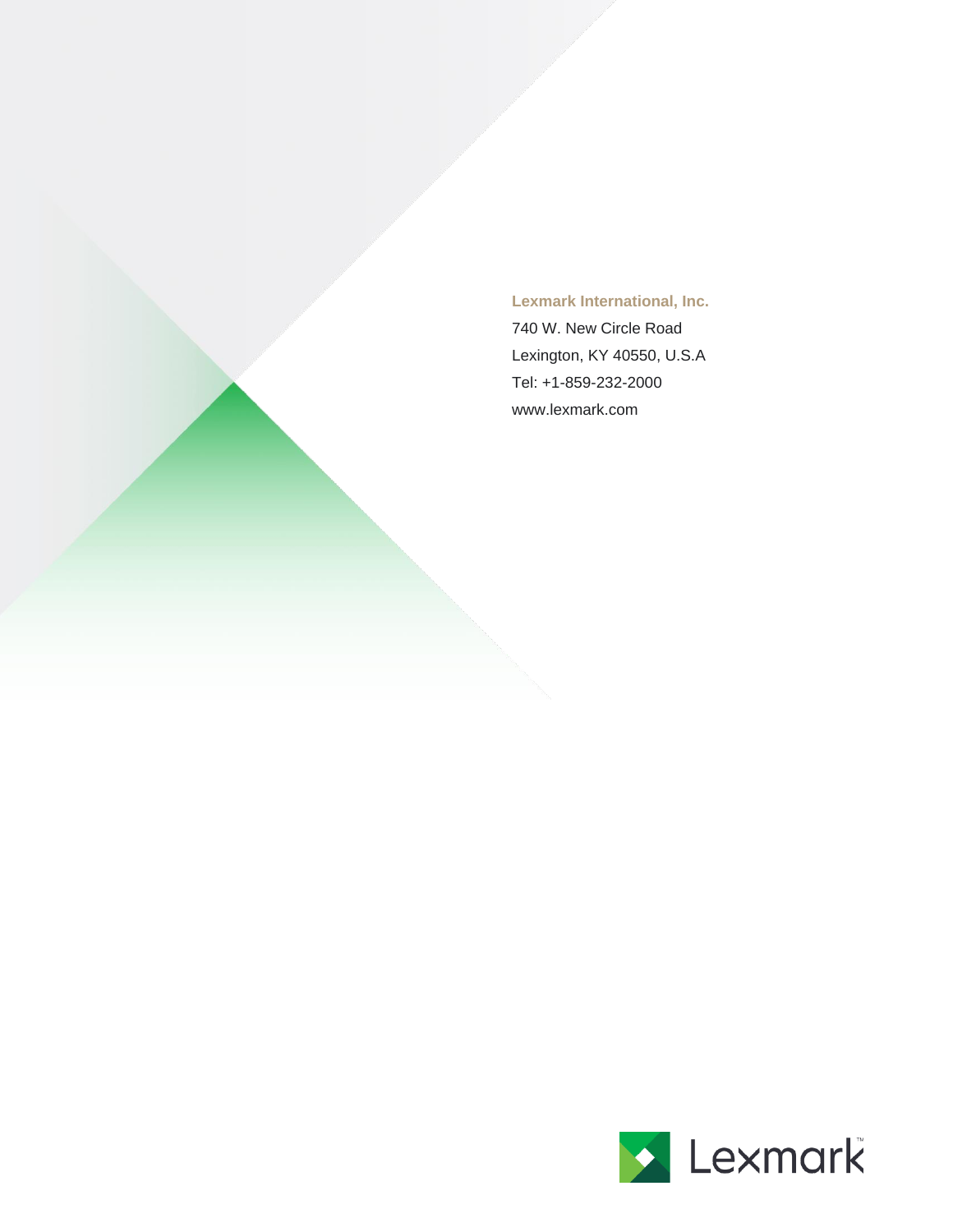**Lexmark International, Inc.**

740 W. New Circle Road

Lexington, KY 40550, U.S.A

Tel: +1-859-232-2000

www.lexmark.com

Lexmark™